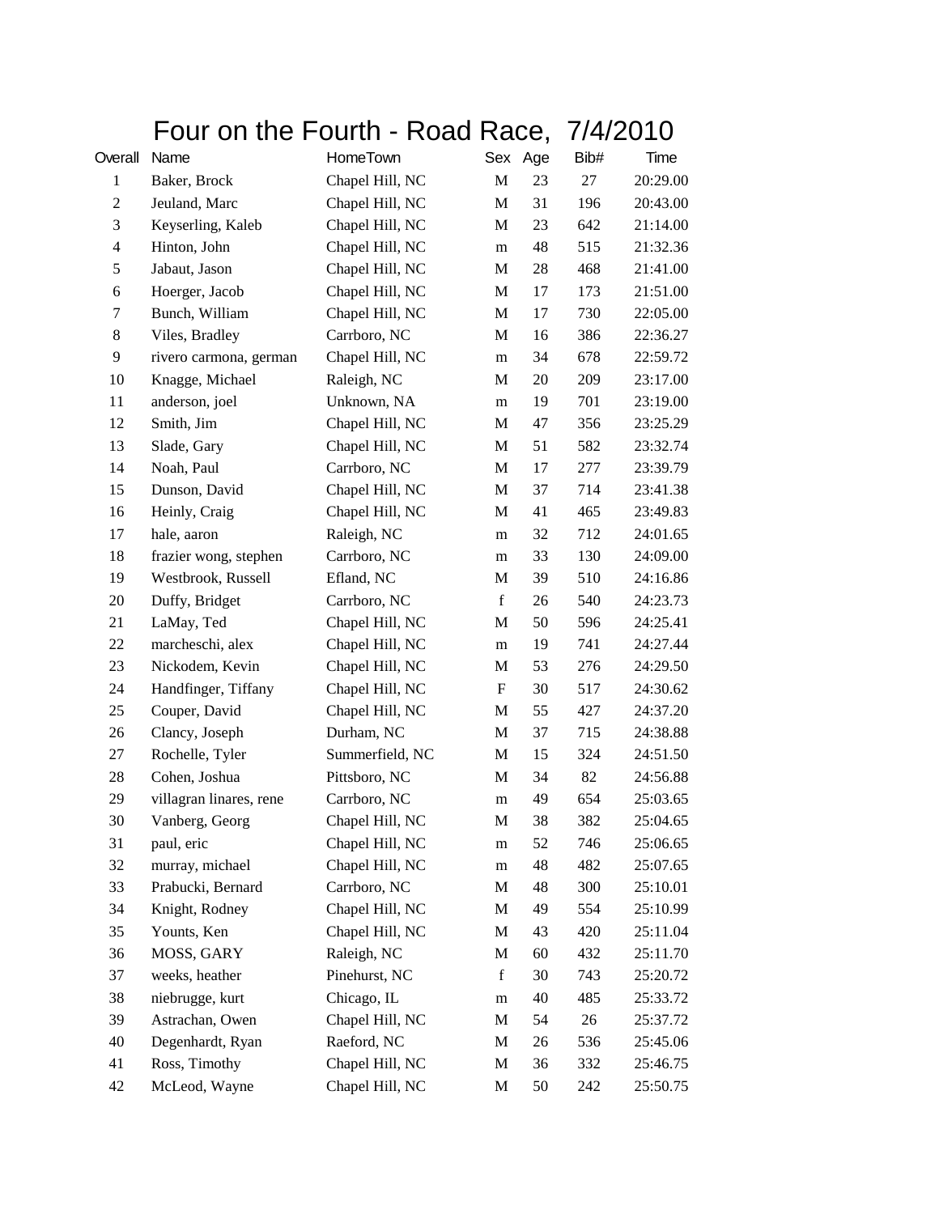# Four on the Fourth - Road Race, 7/4/2010

| Overall | Name | HomeTown | Sex | Age | Bib# | Time |
|---|---|---|---|---|---|---|
| 1 | Baker, Brock | Chapel Hill, NC | M | 23 | 27 | 20:29.00 |
| 2 | Jeuland, Marc | Chapel Hill, NC | M | 31 | 196 | 20:43.00 |
| 3 | Keyserling, Kaleb | Chapel Hill, NC | M | 23 | 642 | 21:14.00 |
| 4 | Hinton, John | Chapel Hill, NC | m | 48 | 515 | 21:32.36 |
| 5 | Jabaut, Jason | Chapel Hill, NC | M | 28 | 468 | 21:41.00 |
| 6 | Hoerger, Jacob | Chapel Hill, NC | M | 17 | 173 | 21:51.00 |
| 7 | Bunch, William | Chapel Hill, NC | M | 17 | 730 | 22:05.00 |
| 8 | Viles, Bradley | Carrboro, NC | M | 16 | 386 | 22:36.27 |
| 9 | rivero carmona, german | Chapel Hill, NC | m | 34 | 678 | 22:59.72 |
| 10 | Knagge, Michael | Raleigh, NC | M | 20 | 209 | 23:17.00 |
| 11 | anderson, joel | Unknown, NA | m | 19 | 701 | 23:19.00 |
| 12 | Smith, Jim | Chapel Hill, NC | M | 47 | 356 | 23:25.29 |
| 13 | Slade, Gary | Chapel Hill, NC | M | 51 | 582 | 23:32.74 |
| 14 | Noah, Paul | Carrboro, NC | M | 17 | 277 | 23:39.79 |
| 15 | Dunson, David | Chapel Hill, NC | M | 37 | 714 | 23:41.38 |
| 16 | Heinly, Craig | Chapel Hill, NC | M | 41 | 465 | 23:49.83 |
| 17 | hale, aaron | Raleigh, NC | m | 32 | 712 | 24:01.65 |
| 18 | frazier wong, stephen | Carrboro, NC | m | 33 | 130 | 24:09.00 |
| 19 | Westbrook, Russell | Efland, NC | M | 39 | 510 | 24:16.86 |
| 20 | Duffy, Bridget | Carrboro, NC | f | 26 | 540 | 24:23.73 |
| 21 | LaMay, Ted | Chapel Hill, NC | M | 50 | 596 | 24:25.41 |
| 22 | marcheschi, alex | Chapel Hill, NC | m | 19 | 741 | 24:27.44 |
| 23 | Nickodem, Kevin | Chapel Hill, NC | M | 53 | 276 | 24:29.50 |
| 24 | Handfinger, Tiffany | Chapel Hill, NC | F | 30 | 517 | 24:30.62 |
| 25 | Couper, David | Chapel Hill, NC | M | 55 | 427 | 24:37.20 |
| 26 | Clancy, Joseph | Durham, NC | M | 37 | 715 | 24:38.88 |
| 27 | Rochelle, Tyler | Summerfield, NC | M | 15 | 324 | 24:51.50 |
| 28 | Cohen, Joshua | Pittsboro, NC | M | 34 | 82 | 24:56.88 |
| 29 | villagran linares, rene | Carrboro, NC | m | 49 | 654 | 25:03.65 |
| 30 | Vanberg, Georg | Chapel Hill, NC | M | 38 | 382 | 25:04.65 |
| 31 | paul, eric | Chapel Hill, NC | m | 52 | 746 | 25:06.65 |
| 32 | murray, michael | Chapel Hill, NC | m | 48 | 482 | 25:07.65 |
| 33 | Prabucki, Bernard | Carrboro, NC | M | 48 | 300 | 25:10.01 |
| 34 | Knight, Rodney | Chapel Hill, NC | M | 49 | 554 | 25:10.99 |
| 35 | Younts, Ken | Chapel Hill, NC | M | 43 | 420 | 25:11.04 |
| 36 | MOSS, GARY | Raleigh, NC | M | 60 | 432 | 25:11.70 |
| 37 | weeks, heather | Pinehurst, NC | f | 30 | 743 | 25:20.72 |
| 38 | niebrugge, kurt | Chicago, IL | m | 40 | 485 | 25:33.72 |
| 39 | Astrachan, Owen | Chapel Hill, NC | M | 54 | 26 | 25:37.72 |
| 40 | Degenhardt, Ryan | Raeford, NC | M | 26 | 536 | 25:45.06 |
| 41 | Ross, Timothy | Chapel Hill, NC | M | 36 | 332 | 25:46.75 |
| 42 | McLeod, Wayne | Chapel Hill, NC | M | 50 | 242 | 25:50.75 |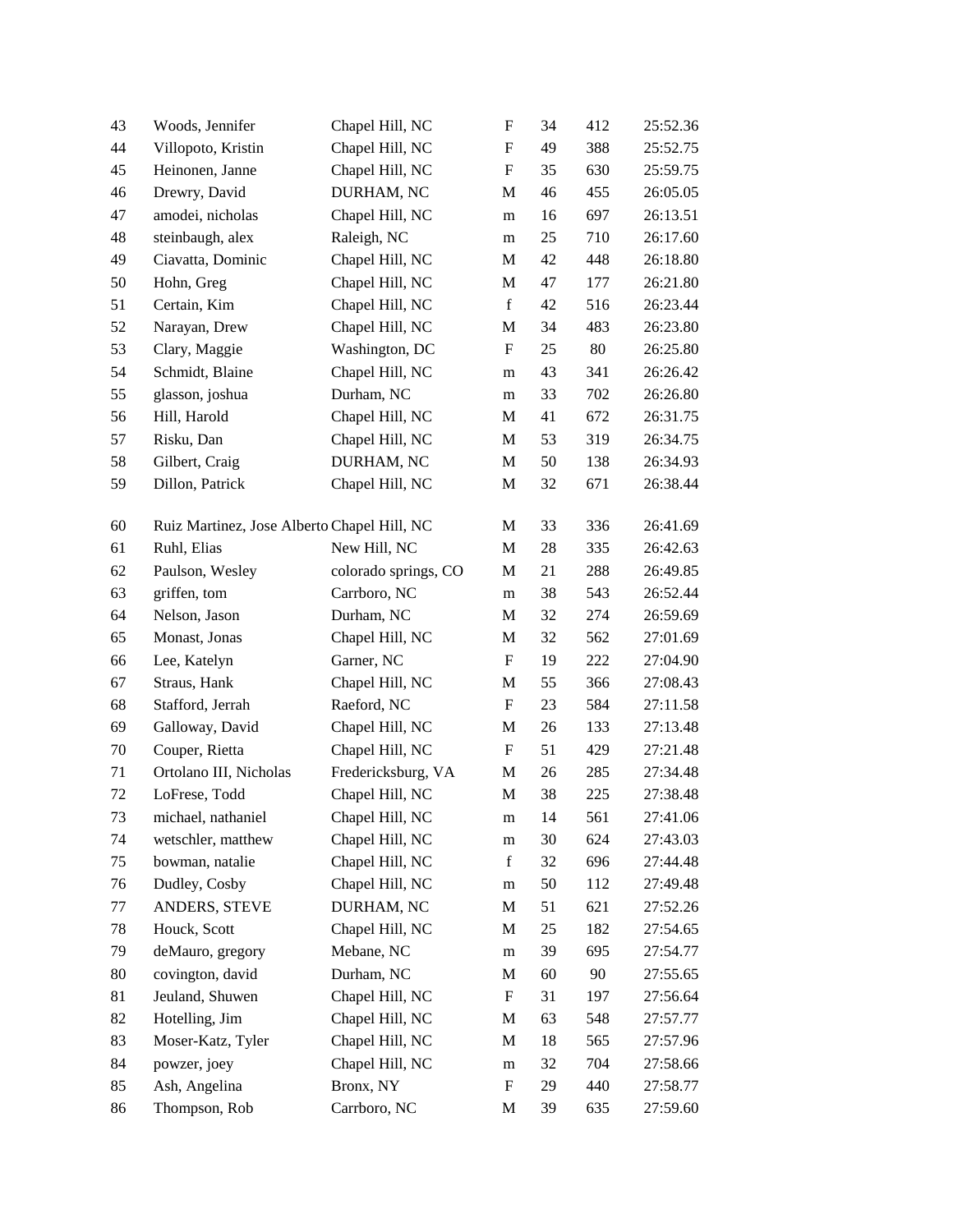| | | | | | | |
|---|---|---|---|---|---|---|
| 43 | Woods, Jennifer | Chapel Hill, NC | F | 34 | 412 | 25:52.36 |
| 44 | Villopoto, Kristin | Chapel Hill, NC | F | 49 | 388 | 25:52.75 |
| 45 | Heinonen, Janne | Chapel Hill, NC | F | 35 | 630 | 25:59.75 |
| 46 | Drewry, David | DURHAM, NC | M | 46 | 455 | 26:05.05 |
| 47 | amodei, nicholas | Chapel Hill, NC | m | 16 | 697 | 26:13.51 |
| 48 | steinbaugh, alex | Raleigh, NC | m | 25 | 710 | 26:17.60 |
| 49 | Ciavatta, Dominic | Chapel Hill, NC | M | 42 | 448 | 26:18.80 |
| 50 | Hohn, Greg | Chapel Hill, NC | M | 47 | 177 | 26:21.80 |
| 51 | Certain, Kim | Chapel Hill, NC | f | 42 | 516 | 26:23.44 |
| 52 | Narayan, Drew | Chapel Hill, NC | M | 34 | 483 | 26:23.80 |
| 53 | Clary, Maggie | Washington, DC | F | 25 | 80 | 26:25.80 |
| 54 | Schmidt, Blaine | Chapel Hill, NC | m | 43 | 341 | 26:26.42 |
| 55 | glasson, joshua | Durham, NC | m | 33 | 702 | 26:26.80 |
| 56 | Hill, Harold | Chapel Hill, NC | M | 41 | 672 | 26:31.75 |
| 57 | Risku, Dan | Chapel Hill, NC | M | 53 | 319 | 26:34.75 |
| 58 | Gilbert, Craig | DURHAM, NC | M | 50 | 138 | 26:34.93 |
| 59 | Dillon, Patrick | Chapel Hill, NC | M | 32 | 671 | 26:38.44 |
| 60 | Ruiz Martinez, Jose Alberto | Chapel Hill, NC | M | 33 | 336 | 26:41.69 |
| 61 | Ruhl, Elias | New Hill, NC | M | 28 | 335 | 26:42.63 |
| 62 | Paulson, Wesley | colorado springs, CO | M | 21 | 288 | 26:49.85 |
| 63 | griffen, tom | Carrboro, NC | m | 38 | 543 | 26:52.44 |
| 64 | Nelson, Jason | Durham, NC | M | 32 | 274 | 26:59.69 |
| 65 | Monast, Jonas | Chapel Hill, NC | M | 32 | 562 | 27:01.69 |
| 66 | Lee, Katelyn | Garner, NC | F | 19 | 222 | 27:04.90 |
| 67 | Straus, Hank | Chapel Hill, NC | M | 55 | 366 | 27:08.43 |
| 68 | Stafford, Jerrah | Raeford, NC | F | 23 | 584 | 27:11.58 |
| 69 | Galloway, David | Chapel Hill, NC | M | 26 | 133 | 27:13.48 |
| 70 | Couper, Rietta | Chapel Hill, NC | F | 51 | 429 | 27:21.48 |
| 71 | Ortolano III, Nicholas | Fredericksburg, VA | M | 26 | 285 | 27:34.48 |
| 72 | LoFrese, Todd | Chapel Hill, NC | M | 38 | 225 | 27:38.48 |
| 73 | michael, nathaniel | Chapel Hill, NC | m | 14 | 561 | 27:41.06 |
| 74 | wetschler, matthew | Chapel Hill, NC | m | 30 | 624 | 27:43.03 |
| 75 | bowman, natalie | Chapel Hill, NC | f | 32 | 696 | 27:44.48 |
| 76 | Dudley, Cosby | Chapel Hill, NC | m | 50 | 112 | 27:49.48 |
| 77 | ANDERS, STEVE | DURHAM, NC | M | 51 | 621 | 27:52.26 |
| 78 | Houck, Scott | Chapel Hill, NC | M | 25 | 182 | 27:54.65 |
| 79 | deMauro, gregory | Mebane, NC | m | 39 | 695 | 27:54.77 |
| 80 | covington, david | Durham, NC | M | 60 | 90 | 27:55.65 |
| 81 | Jeuland, Shuwen | Chapel Hill, NC | F | 31 | 197 | 27:56.64 |
| 82 | Hotelling, Jim | Chapel Hill, NC | M | 63 | 548 | 27:57.77 |
| 83 | Moser-Katz, Tyler | Chapel Hill, NC | M | 18 | 565 | 27:57.96 |
| 84 | powzer, joey | Chapel Hill, NC | m | 32 | 704 | 27:58.66 |
| 85 | Ash, Angelina | Bronx, NY | F | 29 | 440 | 27:58.77 |
| 86 | Thompson, Rob | Carrboro, NC | M | 39 | 635 | 27:59.60 |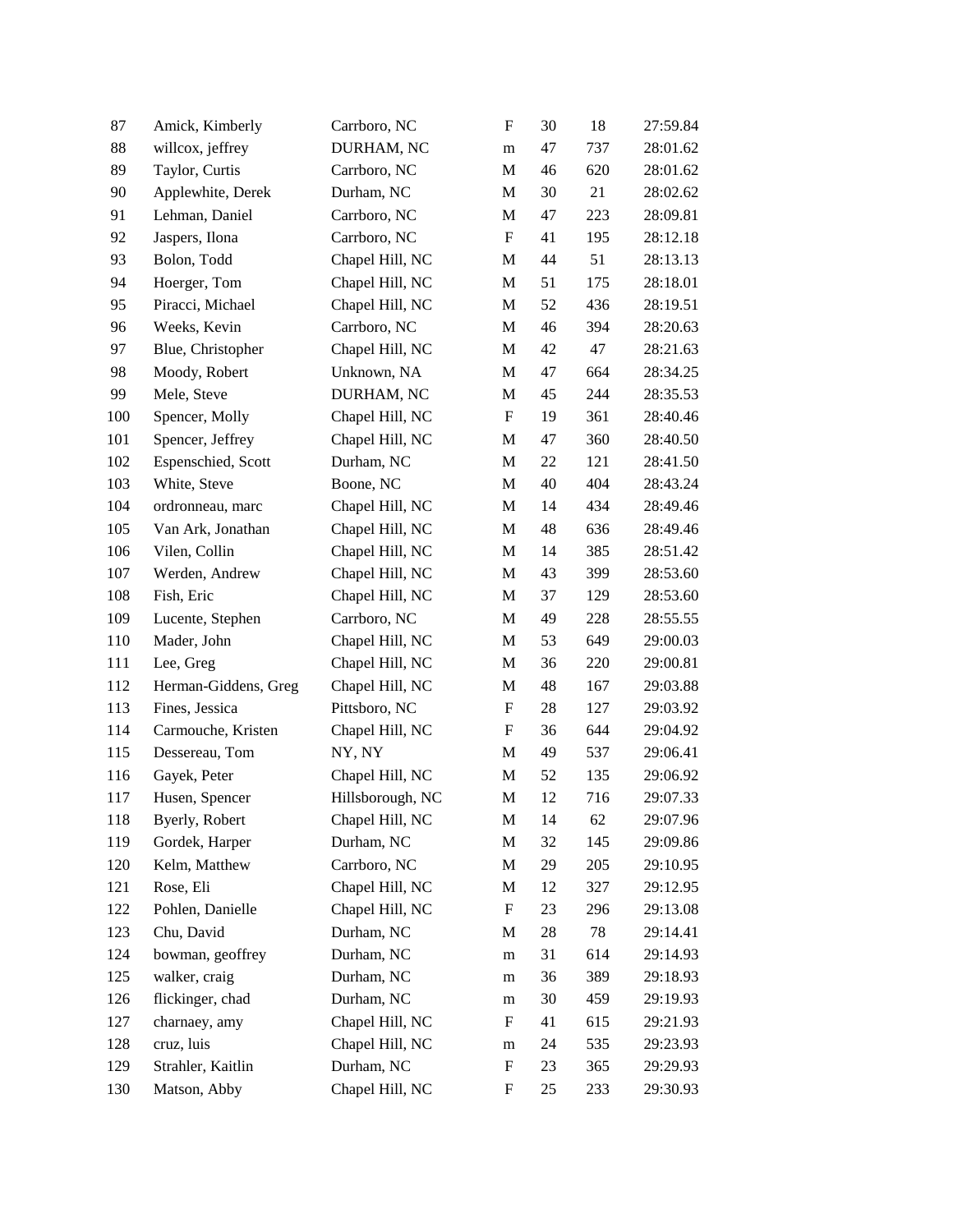| | | | | | | |
|---|---|---|---|---|---|---|
| 87 | Amick, Kimberly | Carrboro, NC | F | 30 | 18 | 27:59.84 |
| 88 | willcox, jeffrey | DURHAM, NC | m | 47 | 737 | 28:01.62 |
| 89 | Taylor, Curtis | Carrboro, NC | M | 46 | 620 | 28:01.62 |
| 90 | Applewhite, Derek | Durham, NC | M | 30 | 21 | 28:02.62 |
| 91 | Lehman, Daniel | Carrboro, NC | M | 47 | 223 | 28:09.81 |
| 92 | Jaspers, Ilona | Carrboro, NC | F | 41 | 195 | 28:12.18 |
| 93 | Bolon, Todd | Chapel Hill, NC | M | 44 | 51 | 28:13.13 |
| 94 | Hoerger, Tom | Chapel Hill, NC | M | 51 | 175 | 28:18.01 |
| 95 | Piracci, Michael | Chapel Hill, NC | M | 52 | 436 | 28:19.51 |
| 96 | Weeks, Kevin | Carrboro, NC | M | 46 | 394 | 28:20.63 |
| 97 | Blue, Christopher | Chapel Hill, NC | M | 42 | 47 | 28:21.63 |
| 98 | Moody, Robert | Unknown, NA | M | 47 | 664 | 28:34.25 |
| 99 | Mele, Steve | DURHAM, NC | M | 45 | 244 | 28:35.53 |
| 100 | Spencer, Molly | Chapel Hill, NC | F | 19 | 361 | 28:40.46 |
| 101 | Spencer, Jeffrey | Chapel Hill, NC | M | 47 | 360 | 28:40.50 |
| 102 | Espenschied, Scott | Durham, NC | M | 22 | 121 | 28:41.50 |
| 103 | White, Steve | Boone, NC | M | 40 | 404 | 28:43.24 |
| 104 | ordronneau, marc | Chapel Hill, NC | M | 14 | 434 | 28:49.46 |
| 105 | Van Ark, Jonathan | Chapel Hill, NC | M | 48 | 636 | 28:49.46 |
| 106 | Vilen, Collin | Chapel Hill, NC | M | 14 | 385 | 28:51.42 |
| 107 | Werden, Andrew | Chapel Hill, NC | M | 43 | 399 | 28:53.60 |
| 108 | Fish, Eric | Chapel Hill, NC | M | 37 | 129 | 28:53.60 |
| 109 | Lucente, Stephen | Carrboro, NC | M | 49 | 228 | 28:55.55 |
| 110 | Mader, John | Chapel Hill, NC | M | 53 | 649 | 29:00.03 |
| 111 | Lee, Greg | Chapel Hill, NC | M | 36 | 220 | 29:00.81 |
| 112 | Herman-Giddens, Greg | Chapel Hill, NC | M | 48 | 167 | 29:03.88 |
| 113 | Fines, Jessica | Pittsboro, NC | F | 28 | 127 | 29:03.92 |
| 114 | Carmouche, Kristen | Chapel Hill, NC | F | 36 | 644 | 29:04.92 |
| 115 | Dessereau, Tom | NY, NY | M | 49 | 537 | 29:06.41 |
| 116 | Gayek, Peter | Chapel Hill, NC | M | 52 | 135 | 29:06.92 |
| 117 | Husen, Spencer | Hillsborough, NC | M | 12 | 716 | 29:07.33 |
| 118 | Byerly, Robert | Chapel Hill, NC | M | 14 | 62 | 29:07.96 |
| 119 | Gordek, Harper | Durham, NC | M | 32 | 145 | 29:09.86 |
| 120 | Kelm, Matthew | Carrboro, NC | M | 29 | 205 | 29:10.95 |
| 121 | Rose, Eli | Chapel Hill, NC | M | 12 | 327 | 29:12.95 |
| 122 | Pohlen, Danielle | Chapel Hill, NC | F | 23 | 296 | 29:13.08 |
| 123 | Chu, David | Durham, NC | M | 28 | 78 | 29:14.41 |
| 124 | bowman, geoffrey | Durham, NC | m | 31 | 614 | 29:14.93 |
| 125 | walker, craig | Durham, NC | m | 36 | 389 | 29:18.93 |
| 126 | flickinger, chad | Durham, NC | m | 30 | 459 | 29:19.93 |
| 127 | charnaey, amy | Chapel Hill, NC | F | 41 | 615 | 29:21.93 |
| 128 | cruz, luis | Chapel Hill, NC | m | 24 | 535 | 29:23.93 |
| 129 | Strahler, Kaitlin | Durham, NC | F | 23 | 365 | 29:29.93 |
| 130 | Matson, Abby | Chapel Hill, NC | F | 25 | 233 | 29:30.93 |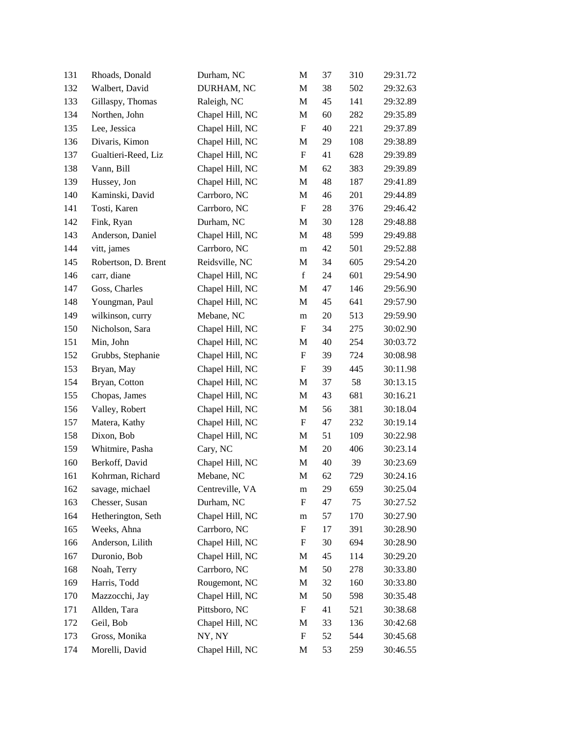| | | | | | | |
|---|---|---|---|---|---|---|
| 131 | Rhoads, Donald | Durham, NC | M | 37 | 310 | 29:31.72 |
| 132 | Walbert, David | DURHAM, NC | M | 38 | 502 | 29:32.63 |
| 133 | Gillaspy, Thomas | Raleigh, NC | M | 45 | 141 | 29:32.89 |
| 134 | Northen, John | Chapel Hill, NC | M | 60 | 282 | 29:35.89 |
| 135 | Lee, Jessica | Chapel Hill, NC | F | 40 | 221 | 29:37.89 |
| 136 | Divaris, Kimon | Chapel Hill, NC | M | 29 | 108 | 29:38.89 |
| 137 | Gualtieri-Reed, Liz | Chapel Hill, NC | F | 41 | 628 | 29:39.89 |
| 138 | Vann, Bill | Chapel Hill, NC | M | 62 | 383 | 29:39.89 |
| 139 | Hussey, Jon | Chapel Hill, NC | M | 48 | 187 | 29:41.89 |
| 140 | Kaminski, David | Carrboro, NC | M | 46 | 201 | 29:44.89 |
| 141 | Tosti, Karen | Carrboro, NC | F | 28 | 376 | 29:46.42 |
| 142 | Fink, Ryan | Durham, NC | M | 30 | 128 | 29:48.88 |
| 143 | Anderson, Daniel | Chapel Hill, NC | M | 48 | 599 | 29:49.88 |
| 144 | vitt, james | Carrboro, NC | m | 42 | 501 | 29:52.88 |
| 145 | Robertson, D. Brent | Reidsville, NC | M | 34 | 605 | 29:54.20 |
| 146 | carr, diane | Chapel Hill, NC | f | 24 | 601 | 29:54.90 |
| 147 | Goss, Charles | Chapel Hill, NC | M | 47 | 146 | 29:56.90 |
| 148 | Youngman, Paul | Chapel Hill, NC | M | 45 | 641 | 29:57.90 |
| 149 | wilkinson, curry | Mebane, NC | m | 20 | 513 | 29:59.90 |
| 150 | Nicholson, Sara | Chapel Hill, NC | F | 34 | 275 | 30:02.90 |
| 151 | Min, John | Chapel Hill, NC | M | 40 | 254 | 30:03.72 |
| 152 | Grubbs, Stephanie | Chapel Hill, NC | F | 39 | 724 | 30:08.98 |
| 153 | Bryan, May | Chapel Hill, NC | F | 39 | 445 | 30:11.98 |
| 154 | Bryan, Cotton | Chapel Hill, NC | M | 37 | 58 | 30:13.15 |
| 155 | Chopas, James | Chapel Hill, NC | M | 43 | 681 | 30:16.21 |
| 156 | Valley, Robert | Chapel Hill, NC | M | 56 | 381 | 30:18.04 |
| 157 | Matera, Kathy | Chapel Hill, NC | F | 47 | 232 | 30:19.14 |
| 158 | Dixon, Bob | Chapel Hill, NC | M | 51 | 109 | 30:22.98 |
| 159 | Whitmire, Pasha | Cary, NC | M | 20 | 406 | 30:23.14 |
| 160 | Berkoff, David | Chapel Hill, NC | M | 40 | 39 | 30:23.69 |
| 161 | Kohrman, Richard | Mebane, NC | M | 62 | 729 | 30:24.16 |
| 162 | savage, michael | Centreville, VA | m | 29 | 659 | 30:25.04 |
| 163 | Chesser, Susan | Durham, NC | F | 47 | 75 | 30:27.52 |
| 164 | Hetherington, Seth | Chapel Hill, NC | m | 57 | 170 | 30:27.90 |
| 165 | Weeks, Ahna | Carrboro, NC | F | 17 | 391 | 30:28.90 |
| 166 | Anderson, Lilith | Chapel Hill, NC | F | 30 | 694 | 30:28.90 |
| 167 | Duronio, Bob | Chapel Hill, NC | M | 45 | 114 | 30:29.20 |
| 168 | Noah, Terry | Carrboro, NC | M | 50 | 278 | 30:33.80 |
| 169 | Harris, Todd | Rougemont, NC | M | 32 | 160 | 30:33.80 |
| 170 | Mazzocchi, Jay | Chapel Hill, NC | M | 50 | 598 | 30:35.48 |
| 171 | Allden, Tara | Pittsboro, NC | F | 41 | 521 | 30:38.68 |
| 172 | Geil, Bob | Chapel Hill, NC | M | 33 | 136 | 30:42.68 |
| 173 | Gross, Monika | NY, NY | F | 52 | 544 | 30:45.68 |
| 174 | Morelli, David | Chapel Hill, NC | M | 53 | 259 | 30:46.55 |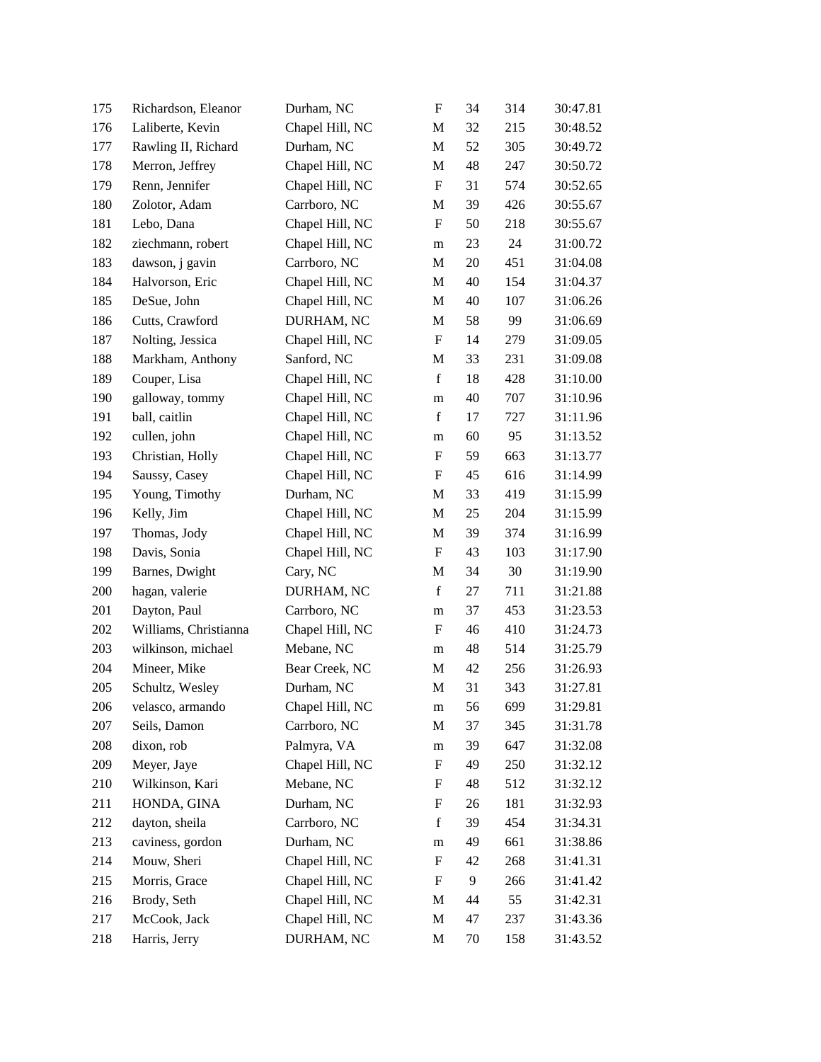| | | | | | | |
|---|---|---|---|---|---|---|
| 175 | Richardson, Eleanor | Durham, NC | F | 34 | 314 | 30:47.81 |
| 176 | Laliberte, Kevin | Chapel Hill, NC | M | 32 | 215 | 30:48.52 |
| 177 | Rawling II, Richard | Durham, NC | M | 52 | 305 | 30:49.72 |
| 178 | Merron, Jeffrey | Chapel Hill, NC | M | 48 | 247 | 30:50.72 |
| 179 | Renn, Jennifer | Chapel Hill, NC | F | 31 | 574 | 30:52.65 |
| 180 | Zolotor, Adam | Carrboro, NC | M | 39 | 426 | 30:55.67 |
| 181 | Lebo, Dana | Chapel Hill, NC | F | 50 | 218 | 30:55.67 |
| 182 | ziechmann, robert | Chapel Hill, NC | m | 23 | 24 | 31:00.72 |
| 183 | dawson, j gavin | Carrboro, NC | M | 20 | 451 | 31:04.08 |
| 184 | Halvorson, Eric | Chapel Hill, NC | M | 40 | 154 | 31:04.37 |
| 185 | DeSue, John | Chapel Hill, NC | M | 40 | 107 | 31:06.26 |
| 186 | Cutts, Crawford | DURHAM, NC | M | 58 | 99 | 31:06.69 |
| 187 | Nolting, Jessica | Chapel Hill, NC | F | 14 | 279 | 31:09.05 |
| 188 | Markham, Anthony | Sanford, NC | M | 33 | 231 | 31:09.08 |
| 189 | Couper, Lisa | Chapel Hill, NC | f | 18 | 428 | 31:10.00 |
| 190 | galloway, tommy | Chapel Hill, NC | m | 40 | 707 | 31:10.96 |
| 191 | ball, caitlin | Chapel Hill, NC | f | 17 | 727 | 31:11.96 |
| 192 | cullen, john | Chapel Hill, NC | m | 60 | 95 | 31:13.52 |
| 193 | Christian, Holly | Chapel Hill, NC | F | 59 | 663 | 31:13.77 |
| 194 | Saussy, Casey | Chapel Hill, NC | F | 45 | 616 | 31:14.99 |
| 195 | Young, Timothy | Durham, NC | M | 33 | 419 | 31:15.99 |
| 196 | Kelly, Jim | Chapel Hill, NC | M | 25 | 204 | 31:15.99 |
| 197 | Thomas, Jody | Chapel Hill, NC | M | 39 | 374 | 31:16.99 |
| 198 | Davis, Sonia | Chapel Hill, NC | F | 43 | 103 | 31:17.90 |
| 199 | Barnes, Dwight | Cary, NC | M | 34 | 30 | 31:19.90 |
| 200 | hagan, valerie | DURHAM, NC | f | 27 | 711 | 31:21.88 |
| 201 | Dayton, Paul | Carrboro, NC | m | 37 | 453 | 31:23.53 |
| 202 | Williams, Christianna | Chapel Hill, NC | F | 46 | 410 | 31:24.73 |
| 203 | wilkinson, michael | Mebane, NC | m | 48 | 514 | 31:25.79 |
| 204 | Mineer, Mike | Bear Creek, NC | M | 42 | 256 | 31:26.93 |
| 205 | Schultz, Wesley | Durham, NC | M | 31 | 343 | 31:27.81 |
| 206 | velasco, armando | Chapel Hill, NC | m | 56 | 699 | 31:29.81 |
| 207 | Seils, Damon | Carrboro, NC | M | 37 | 345 | 31:31.78 |
| 208 | dixon, rob | Palmyra, VA | m | 39 | 647 | 31:32.08 |
| 209 | Meyer, Jaye | Chapel Hill, NC | F | 49 | 250 | 31:32.12 |
| 210 | Wilkinson, Kari | Mebane, NC | F | 48 | 512 | 31:32.12 |
| 211 | HONDA, GINA | Durham, NC | F | 26 | 181 | 31:32.93 |
| 212 | dayton, sheila | Carrboro, NC | f | 39 | 454 | 31:34.31 |
| 213 | caviness, gordon | Durham, NC | m | 49 | 661 | 31:38.86 |
| 214 | Mouw, Sheri | Chapel Hill, NC | F | 42 | 268 | 31:41.31 |
| 215 | Morris, Grace | Chapel Hill, NC | F | 9 | 266 | 31:41.42 |
| 216 | Brody, Seth | Chapel Hill, NC | M | 44 | 55 | 31:42.31 |
| 217 | McCook, Jack | Chapel Hill, NC | M | 47 | 237 | 31:43.36 |
| 218 | Harris, Jerry | DURHAM, NC | M | 70 | 158 | 31:43.52 |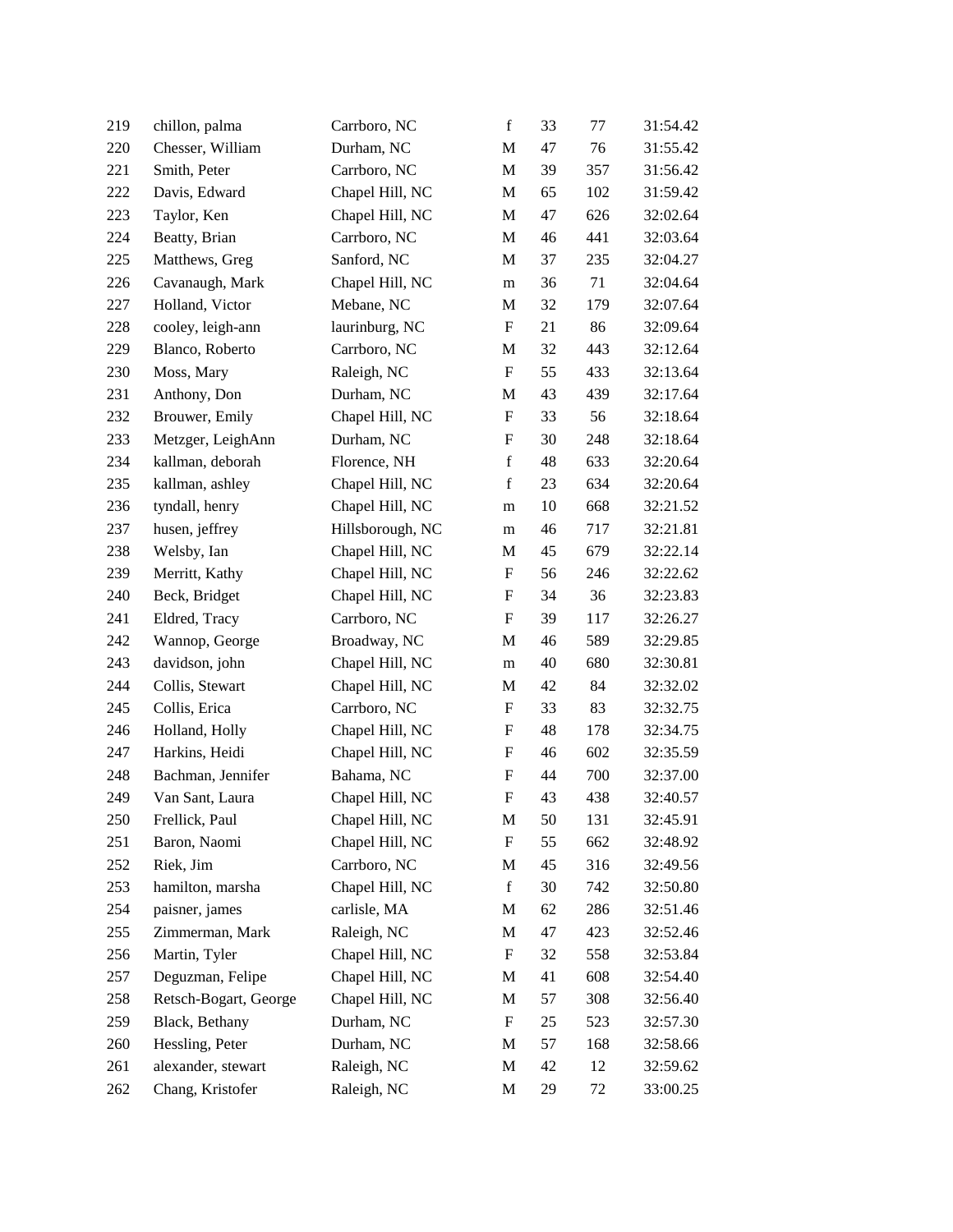| 219 | chillon, palma | Carrboro, NC | f | 33 | 77 | 31:54.42 |
|---|---|---|---|---|---|---|
| 220 | Chesser, William | Durham, NC | M | 47 | 76 | 31:55.42 |
| 221 | Smith, Peter | Carrboro, NC | M | 39 | 357 | 31:56.42 |
| 222 | Davis, Edward | Chapel Hill, NC | M | 65 | 102 | 31:59.42 |
| 223 | Taylor, Ken | Chapel Hill, NC | M | 47 | 626 | 32:02.64 |
| 224 | Beatty, Brian | Carrboro, NC | M | 46 | 441 | 32:03.64 |
| 225 | Matthews, Greg | Sanford, NC | M | 37 | 235 | 32:04.27 |
| 226 | Cavanaugh, Mark | Chapel Hill, NC | m | 36 | 71 | 32:04.64 |
| 227 | Holland, Victor | Mebane, NC | M | 32 | 179 | 32:07.64 |
| 228 | cooley, leigh-ann | laurinburg, NC | F | 21 | 86 | 32:09.64 |
| 229 | Blanco, Roberto | Carrboro, NC | M | 32 | 443 | 32:12.64 |
| 230 | Moss, Mary | Raleigh, NC | F | 55 | 433 | 32:13.64 |
| 231 | Anthony, Don | Durham, NC | M | 43 | 439 | 32:17.64 |
| 232 | Brouwer, Emily | Chapel Hill, NC | F | 33 | 56 | 32:18.64 |
| 233 | Metzger, LeighAnn | Durham, NC | F | 30 | 248 | 32:18.64 |
| 234 | kallman, deborah | Florence, NH | f | 48 | 633 | 32:20.64 |
| 235 | kallman, ashley | Chapel Hill, NC | f | 23 | 634 | 32:20.64 |
| 236 | tyndall, henry | Chapel Hill, NC | m | 10 | 668 | 32:21.52 |
| 237 | husen, jeffrey | Hillsborough, NC | m | 46 | 717 | 32:21.81 |
| 238 | Welsby, Ian | Chapel Hill, NC | M | 45 | 679 | 32:22.14 |
| 239 | Merritt, Kathy | Chapel Hill, NC | F | 56 | 246 | 32:22.62 |
| 240 | Beck, Bridget | Chapel Hill, NC | F | 34 | 36 | 32:23.83 |
| 241 | Eldred, Tracy | Carrboro, NC | F | 39 | 117 | 32:26.27 |
| 242 | Wannop, George | Broadway, NC | M | 46 | 589 | 32:29.85 |
| 243 | davidson, john | Chapel Hill, NC | m | 40 | 680 | 32:30.81 |
| 244 | Collis, Stewart | Chapel Hill, NC | M | 42 | 84 | 32:32.02 |
| 245 | Collis, Erica | Carrboro, NC | F | 33 | 83 | 32:32.75 |
| 246 | Holland, Holly | Chapel Hill, NC | F | 48 | 178 | 32:34.75 |
| 247 | Harkins, Heidi | Chapel Hill, NC | F | 46 | 602 | 32:35.59 |
| 248 | Bachman, Jennifer | Bahama, NC | F | 44 | 700 | 32:37.00 |
| 249 | Van Sant, Laura | Chapel Hill, NC | F | 43 | 438 | 32:40.57 |
| 250 | Frellick, Paul | Chapel Hill, NC | M | 50 | 131 | 32:45.91 |
| 251 | Baron, Naomi | Chapel Hill, NC | F | 55 | 662 | 32:48.92 |
| 252 | Riek, Jim | Carrboro, NC | M | 45 | 316 | 32:49.56 |
| 253 | hamilton, marsha | Chapel Hill, NC | f | 30 | 742 | 32:50.80 |
| 254 | paisner, james | carlisle, MA | M | 62 | 286 | 32:51.46 |
| 255 | Zimmerman, Mark | Raleigh, NC | M | 47 | 423 | 32:52.46 |
| 256 | Martin, Tyler | Chapel Hill, NC | F | 32 | 558 | 32:53.84 |
| 257 | Deguzman, Felipe | Chapel Hill, NC | M | 41 | 608 | 32:54.40 |
| 258 | Retsch-Bogart, George | Chapel Hill, NC | M | 57 | 308 | 32:56.40 |
| 259 | Black, Bethany | Durham, NC | F | 25 | 523 | 32:57.30 |
| 260 | Hessling, Peter | Durham, NC | M | 57 | 168 | 32:58.66 |
| 261 | alexander, stewart | Raleigh, NC | M | 42 | 12 | 32:59.62 |
| 262 | Chang, Kristofer | Raleigh, NC | M | 29 | 72 | 33:00.25 |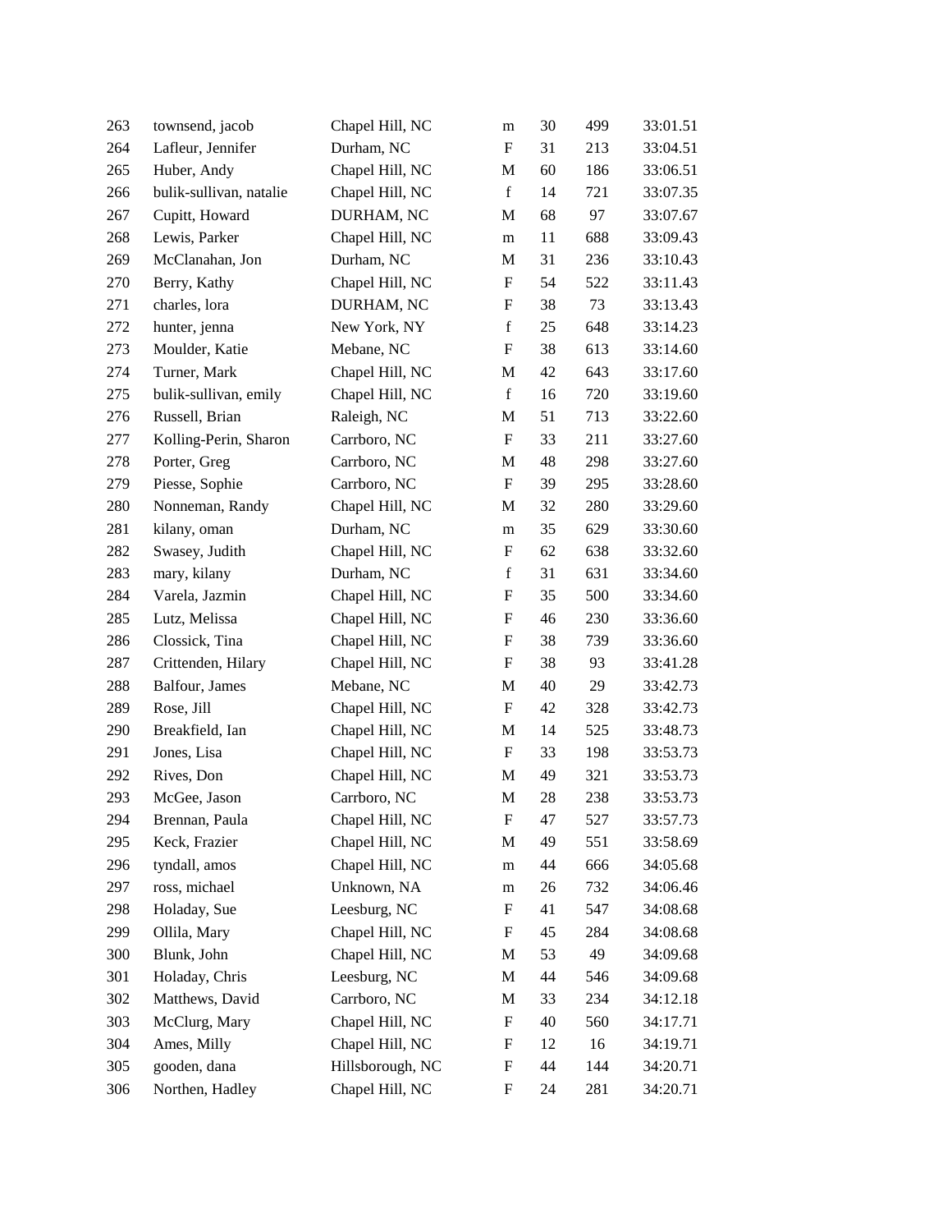| | | | | | | |
|---|---|---|---|---|---|---|
| 263 | townsend, jacob | Chapel Hill, NC | m | 30 | 499 | 33:01.51 |
| 264 | Lafleur, Jennifer | Durham, NC | F | 31 | 213 | 33:04.51 |
| 265 | Huber, Andy | Chapel Hill, NC | M | 60 | 186 | 33:06.51 |
| 266 | bulik-sullivan, natalie | Chapel Hill, NC | f | 14 | 721 | 33:07.35 |
| 267 | Cupitt, Howard | DURHAM, NC | M | 68 | 97 | 33:07.67 |
| 268 | Lewis, Parker | Chapel Hill, NC | m | 11 | 688 | 33:09.43 |
| 269 | McClanahan, Jon | Durham, NC | M | 31 | 236 | 33:10.43 |
| 270 | Berry, Kathy | Chapel Hill, NC | F | 54 | 522 | 33:11.43 |
| 271 | charles, lora | DURHAM, NC | F | 38 | 73 | 33:13.43 |
| 272 | hunter, jenna | New York, NY | f | 25 | 648 | 33:14.23 |
| 273 | Moulder, Katie | Mebane, NC | F | 38 | 613 | 33:14.60 |
| 274 | Turner, Mark | Chapel Hill, NC | M | 42 | 643 | 33:17.60 |
| 275 | bulik-sullivan, emily | Chapel Hill, NC | f | 16 | 720 | 33:19.60 |
| 276 | Russell, Brian | Raleigh, NC | M | 51 | 713 | 33:22.60 |
| 277 | Kolling-Perin, Sharon | Carrboro, NC | F | 33 | 211 | 33:27.60 |
| 278 | Porter, Greg | Carrboro, NC | M | 48 | 298 | 33:27.60 |
| 279 | Piesse, Sophie | Carrboro, NC | F | 39 | 295 | 33:28.60 |
| 280 | Nonneman, Randy | Chapel Hill, NC | M | 32 | 280 | 33:29.60 |
| 281 | kilany, oman | Durham, NC | m | 35 | 629 | 33:30.60 |
| 282 | Swasey, Judith | Chapel Hill, NC | F | 62 | 638 | 33:32.60 |
| 283 | mary, kilany | Durham, NC | f | 31 | 631 | 33:34.60 |
| 284 | Varela, Jazmin | Chapel Hill, NC | F | 35 | 500 | 33:34.60 |
| 285 | Lutz, Melissa | Chapel Hill, NC | F | 46 | 230 | 33:36.60 |
| 286 | Clossick, Tina | Chapel Hill, NC | F | 38 | 739 | 33:36.60 |
| 287 | Crittenden, Hilary | Chapel Hill, NC | F | 38 | 93 | 33:41.28 |
| 288 | Balfour, James | Mebane, NC | M | 40 | 29 | 33:42.73 |
| 289 | Rose, Jill | Chapel Hill, NC | F | 42 | 328 | 33:42.73 |
| 290 | Breakfield, Ian | Chapel Hill, NC | M | 14 | 525 | 33:48.73 |
| 291 | Jones, Lisa | Chapel Hill, NC | F | 33 | 198 | 33:53.73 |
| 292 | Rives, Don | Chapel Hill, NC | M | 49 | 321 | 33:53.73 |
| 293 | McGee, Jason | Carrboro, NC | M | 28 | 238 | 33:53.73 |
| 294 | Brennan, Paula | Chapel Hill, NC | F | 47 | 527 | 33:57.73 |
| 295 | Keck, Frazier | Chapel Hill, NC | M | 49 | 551 | 33:58.69 |
| 296 | tyndall, amos | Chapel Hill, NC | m | 44 | 666 | 34:05.68 |
| 297 | ross, michael | Unknown, NA | m | 26 | 732 | 34:06.46 |
| 298 | Holaday, Sue | Leesburg, NC | F | 41 | 547 | 34:08.68 |
| 299 | Ollila, Mary | Chapel Hill, NC | F | 45 | 284 | 34:08.68 |
| 300 | Blunk, John | Chapel Hill, NC | M | 53 | 49 | 34:09.68 |
| 301 | Holaday, Chris | Leesburg, NC | M | 44 | 546 | 34:09.68 |
| 302 | Matthews, David | Carrboro, NC | M | 33 | 234 | 34:12.18 |
| 303 | McClurg, Mary | Chapel Hill, NC | F | 40 | 560 | 34:17.71 |
| 304 | Ames, Milly | Chapel Hill, NC | F | 12 | 16 | 34:19.71 |
| 305 | gooden, dana | Hillsborough, NC | F | 44 | 144 | 34:20.71 |
| 306 | Northen, Hadley | Chapel Hill, NC | F | 24 | 281 | 34:20.71 |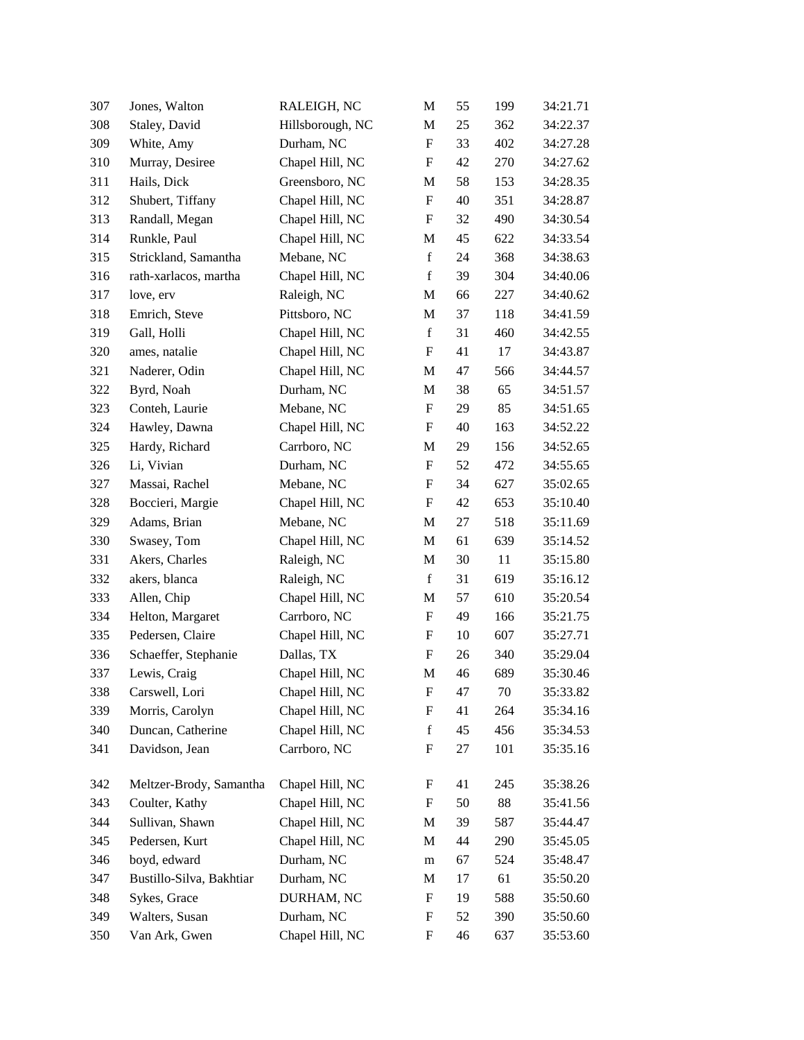| 307 | Jones, Walton | RALEIGH, NC | M | 55 | 199 | 34:21.71 |
|---|---|---|---|---|---|---|
| 308 | Staley, David | Hillsborough, NC | M | 25 | 362 | 34:22.37 |
| 309 | White, Amy | Durham, NC | F | 33 | 402 | 34:27.28 |
| 310 | Murray, Desiree | Chapel Hill, NC | F | 42 | 270 | 34:27.62 |
| 311 | Hails, Dick | Greensboro, NC | M | 58 | 153 | 34:28.35 |
| 312 | Shubert, Tiffany | Chapel Hill, NC | F | 40 | 351 | 34:28.87 |
| 313 | Randall, Megan | Chapel Hill, NC | F | 32 | 490 | 34:30.54 |
| 314 | Runkle, Paul | Chapel Hill, NC | M | 45 | 622 | 34:33.54 |
| 315 | Strickland, Samantha | Mebane, NC | f | 24 | 368 | 34:38.63 |
| 316 | rath-xarlacos, martha | Chapel Hill, NC | f | 39 | 304 | 34:40.06 |
| 317 | love, erv | Raleigh, NC | M | 66 | 227 | 34:40.62 |
| 318 | Emrich, Steve | Pittsboro, NC | M | 37 | 118 | 34:41.59 |
| 319 | Gall, Holli | Chapel Hill, NC | f | 31 | 460 | 34:42.55 |
| 320 | ames, natalie | Chapel Hill, NC | F | 41 | 17 | 34:43.87 |
| 321 | Naderer, Odin | Chapel Hill, NC | M | 47 | 566 | 34:44.57 |
| 322 | Byrd, Noah | Durham, NC | M | 38 | 65 | 34:51.57 |
| 323 | Conteh, Laurie | Mebane, NC | F | 29 | 85 | 34:51.65 |
| 324 | Hawley, Dawna | Chapel Hill, NC | F | 40 | 163 | 34:52.22 |
| 325 | Hardy, Richard | Carrboro, NC | M | 29 | 156 | 34:52.65 |
| 326 | Li, Vivian | Durham, NC | F | 52 | 472 | 34:55.65 |
| 327 | Massai, Rachel | Mebane, NC | F | 34 | 627 | 35:02.65 |
| 328 | Boccieri, Margie | Chapel Hill, NC | F | 42 | 653 | 35:10.40 |
| 329 | Adams, Brian | Mebane, NC | M | 27 | 518 | 35:11.69 |
| 330 | Swasey, Tom | Chapel Hill, NC | M | 61 | 639 | 35:14.52 |
| 331 | Akers, Charles | Raleigh, NC | M | 30 | 11 | 35:15.80 |
| 332 | akers, blanca | Raleigh, NC | f | 31 | 619 | 35:16.12 |
| 333 | Allen, Chip | Chapel Hill, NC | M | 57 | 610 | 35:20.54 |
| 334 | Helton, Margaret | Carrboro, NC | F | 49 | 166 | 35:21.75 |
| 335 | Pedersen, Claire | Chapel Hill, NC | F | 10 | 607 | 35:27.71 |
| 336 | Schaeffer, Stephanie | Dallas, TX | F | 26 | 340 | 35:29.04 |
| 337 | Lewis, Craig | Chapel Hill, NC | M | 46 | 689 | 35:30.46 |
| 338 | Carswell, Lori | Chapel Hill, NC | F | 47 | 70 | 35:33.82 |
| 339 | Morris, Carolyn | Chapel Hill, NC | F | 41 | 264 | 35:34.16 |
| 340 | Duncan, Catherine | Chapel Hill, NC | f | 45 | 456 | 35:34.53 |
| 341 | Davidson, Jean | Carrboro, NC | F | 27 | 101 | 35:35.16 |
| 342 | Meltzer-Brody, Samantha | Chapel Hill, NC | F | 41 | 245 | 35:38.26 |
| 343 | Coulter, Kathy | Chapel Hill, NC | F | 50 | 88 | 35:41.56 |
| 344 | Sullivan, Shawn | Chapel Hill, NC | M | 39 | 587 | 35:44.47 |
| 345 | Pedersen, Kurt | Chapel Hill, NC | M | 44 | 290 | 35:45.05 |
| 346 | boyd, edward | Durham, NC | m | 67 | 524 | 35:48.47 |
| 347 | Bustillo-Silva, Bakhtiar | Durham, NC | M | 17 | 61 | 35:50.20 |
| 348 | Sykes, Grace | DURHAM, NC | F | 19 | 588 | 35:50.60 |
| 349 | Walters, Susan | Durham, NC | F | 52 | 390 | 35:50.60 |
| 350 | Van Ark, Gwen | Chapel Hill, NC | F | 46 | 637 | 35:53.60 |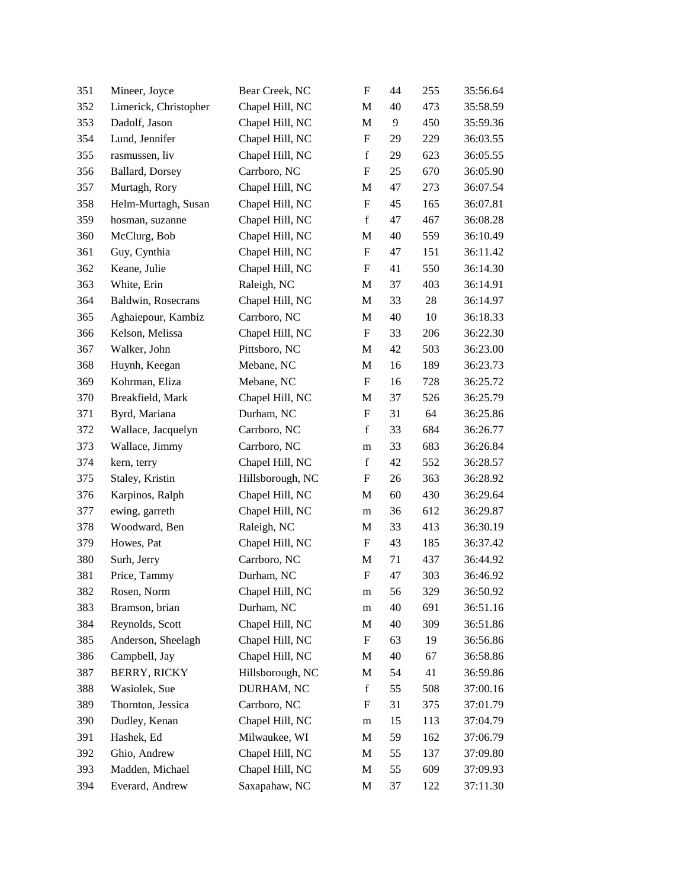| | | | | | | |
|---|---|---|---|---|---|---|
| 351 | Mineer, Joyce | Bear Creek, NC | F | 44 | 255 | 35:56.64 |
| 352 | Limerick, Christopher | Chapel Hill, NC | M | 40 | 473 | 35:58.59 |
| 353 | Dadolf, Jason | Chapel Hill, NC | M | 9 | 450 | 35:59.36 |
| 354 | Lund, Jennifer | Chapel Hill, NC | F | 29 | 229 | 36:03.55 |
| 355 | rasmussen, liv | Chapel Hill, NC | f | 29 | 623 | 36:05.55 |
| 356 | Ballard, Dorsey | Carrboro, NC | F | 25 | 670 | 36:05.90 |
| 357 | Murtagh, Rory | Chapel Hill, NC | M | 47 | 273 | 36:07.54 |
| 358 | Helm-Murtagh, Susan | Chapel Hill, NC | F | 45 | 165 | 36:07.81 |
| 359 | hosman, suzanne | Chapel Hill, NC | f | 47 | 467 | 36:08.28 |
| 360 | McClurg, Bob | Chapel Hill, NC | M | 40 | 559 | 36:10.49 |
| 361 | Guy, Cynthia | Chapel Hill, NC | F | 47 | 151 | 36:11.42 |
| 362 | Keane, Julie | Chapel Hill, NC | F | 41 | 550 | 36:14.30 |
| 363 | White, Erin | Raleigh, NC | M | 37 | 403 | 36:14.91 |
| 364 | Baldwin, Rosecrans | Chapel Hill, NC | M | 33 | 28 | 36:14.97 |
| 365 | Aghaiepour, Kambiz | Carrboro, NC | M | 40 | 10 | 36:18.33 |
| 366 | Kelson, Melissa | Chapel Hill, NC | F | 33 | 206 | 36:22.30 |
| 367 | Walker, John | Pittsboro, NC | M | 42 | 503 | 36:23.00 |
| 368 | Huynh, Keegan | Mebane, NC | M | 16 | 189 | 36:23.73 |
| 369 | Kohrman, Eliza | Mebane, NC | F | 16 | 728 | 36:25.72 |
| 370 | Breakfield, Mark | Chapel Hill, NC | M | 37 | 526 | 36:25.79 |
| 371 | Byrd, Mariana | Durham, NC | F | 31 | 64 | 36:25.86 |
| 372 | Wallace, Jacquelyn | Carrboro, NC | f | 33 | 684 | 36:26.77 |
| 373 | Wallace, Jimmy | Carrboro, NC | m | 33 | 683 | 36:26.84 |
| 374 | kern, terry | Chapel Hill, NC | f | 42 | 552 | 36:28.57 |
| 375 | Staley, Kristin | Hillsborough, NC | F | 26 | 363 | 36:28.92 |
| 376 | Karpinos, Ralph | Chapel Hill, NC | M | 60 | 430 | 36:29.64 |
| 377 | ewing, garreth | Chapel Hill, NC | m | 36 | 612 | 36:29.87 |
| 378 | Woodward, Ben | Raleigh, NC | M | 33 | 413 | 36:30.19 |
| 379 | Howes, Pat | Chapel Hill, NC | F | 43 | 185 | 36:37.42 |
| 380 | Surh, Jerry | Carrboro, NC | M | 71 | 437 | 36:44.92 |
| 381 | Price, Tammy | Durham, NC | F | 47 | 303 | 36:46.92 |
| 382 | Rosen, Norm | Chapel Hill, NC | m | 56 | 329 | 36:50.92 |
| 383 | Bramson, brian | Durham, NC | m | 40 | 691 | 36:51.16 |
| 384 | Reynolds, Scott | Chapel Hill, NC | M | 40 | 309 | 36:51.86 |
| 385 | Anderson, Sheelagh | Chapel Hill, NC | F | 63 | 19 | 36:56.86 |
| 386 | Campbell, Jay | Chapel Hill, NC | M | 40 | 67 | 36:58.86 |
| 387 | BERRY, RICKY | Hillsborough, NC | M | 54 | 41 | 36:59.86 |
| 388 | Wasiolek, Sue | DURHAM, NC | f | 55 | 508 | 37:00.16 |
| 389 | Thornton, Jessica | Carrboro, NC | F | 31 | 375 | 37:01.79 |
| 390 | Dudley, Kenan | Chapel Hill, NC | m | 15 | 113 | 37:04.79 |
| 391 | Hashek, Ed | Milwaukee, WI | M | 59 | 162 | 37:06.79 |
| 392 | Ghio, Andrew | Chapel Hill, NC | M | 55 | 137 | 37:09.80 |
| 393 | Madden, Michael | Chapel Hill, NC | M | 55 | 609 | 37:09.93 |
| 394 | Everard, Andrew | Saxapahaw, NC | M | 37 | 122 | 37:11.30 |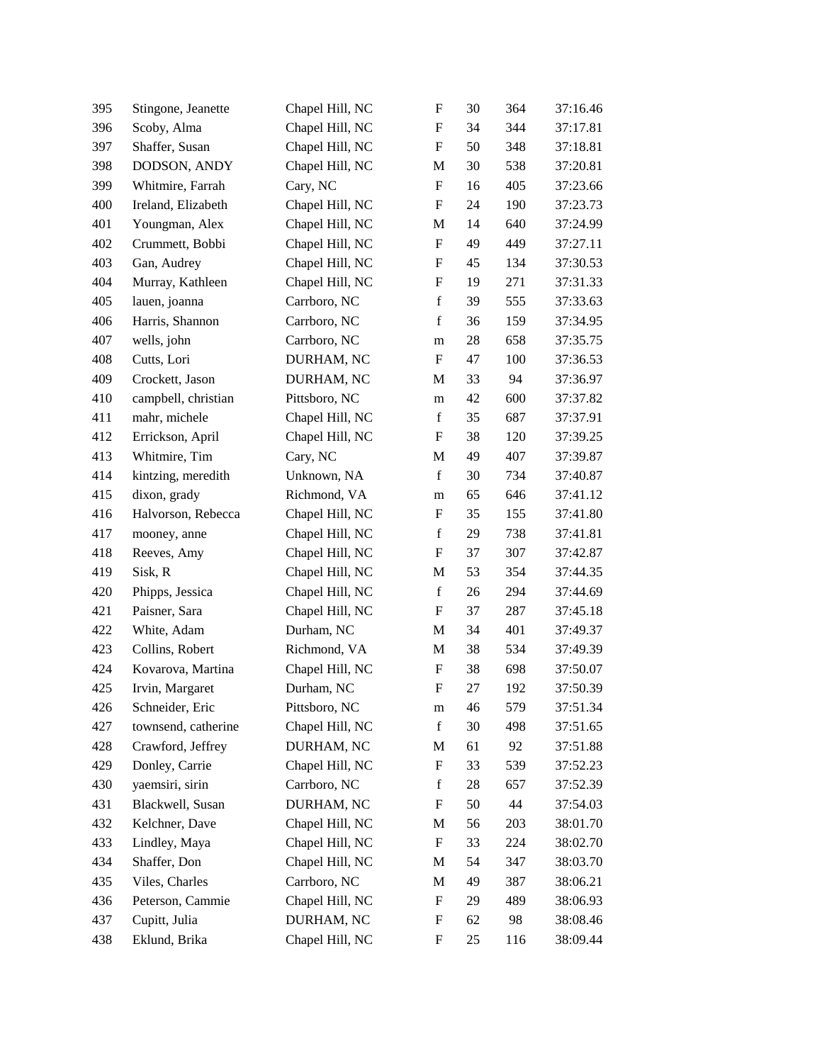| | | | | | | |
|---|---|---|---|---|---|---|
| 395 | Stingone, Jeanette | Chapel Hill, NC | F | 30 | 364 | 37:16.46 |
| 396 | Scoby, Alma | Chapel Hill, NC | F | 34 | 344 | 37:17.81 |
| 397 | Shaffer, Susan | Chapel Hill, NC | F | 50 | 348 | 37:18.81 |
| 398 | DODSON, ANDY | Chapel Hill, NC | M | 30 | 538 | 37:20.81 |
| 399 | Whitmire, Farrah | Cary, NC | F | 16 | 405 | 37:23.66 |
| 400 | Ireland, Elizabeth | Chapel Hill, NC | F | 24 | 190 | 37:23.73 |
| 401 | Youngman, Alex | Chapel Hill, NC | M | 14 | 640 | 37:24.99 |
| 402 | Crummett, Bobbi | Chapel Hill, NC | F | 49 | 449 | 37:27.11 |
| 403 | Gan, Audrey | Chapel Hill, NC | F | 45 | 134 | 37:30.53 |
| 404 | Murray, Kathleen | Chapel Hill, NC | F | 19 | 271 | 37:31.33 |
| 405 | lauen, joanna | Carrboro, NC | f | 39 | 555 | 37:33.63 |
| 406 | Harris, Shannon | Carrboro, NC | f | 36 | 159 | 37:34.95 |
| 407 | wells, john | Carrboro, NC | m | 28 | 658 | 37:35.75 |
| 408 | Cutts, Lori | DURHAM, NC | F | 47 | 100 | 37:36.53 |
| 409 | Crockett, Jason | DURHAM, NC | M | 33 | 94 | 37:36.97 |
| 410 | campbell, christian | Pittsboro, NC | m | 42 | 600 | 37:37.82 |
| 411 | mahr, michele | Chapel Hill, NC | f | 35 | 687 | 37:37.91 |
| 412 | Errickson, April | Chapel Hill, NC | F | 38 | 120 | 37:39.25 |
| 413 | Whitmire, Tim | Cary, NC | M | 49 | 407 | 37:39.87 |
| 414 | kintzing, meredith | Unknown, NA | f | 30 | 734 | 37:40.87 |
| 415 | dixon, grady | Richmond, VA | m | 65 | 646 | 37:41.12 |
| 416 | Halvorson, Rebecca | Chapel Hill, NC | F | 35 | 155 | 37:41.80 |
| 417 | mooney, anne | Chapel Hill, NC | f | 29 | 738 | 37:41.81 |
| 418 | Reeves, Amy | Chapel Hill, NC | F | 37 | 307 | 37:42.87 |
| 419 | Sisk, R | Chapel Hill, NC | M | 53 | 354 | 37:44.35 |
| 420 | Phipps, Jessica | Chapel Hill, NC | f | 26 | 294 | 37:44.69 |
| 421 | Paisner, Sara | Chapel Hill, NC | F | 37 | 287 | 37:45.18 |
| 422 | White, Adam | Durham, NC | M | 34 | 401 | 37:49.37 |
| 423 | Collins, Robert | Richmond, VA | M | 38 | 534 | 37:49.39 |
| 424 | Kovarova, Martina | Chapel Hill, NC | F | 38 | 698 | 37:50.07 |
| 425 | Irvin, Margaret | Durham, NC | F | 27 | 192 | 37:50.39 |
| 426 | Schneider, Eric | Pittsboro, NC | m | 46 | 579 | 37:51.34 |
| 427 | townsend, catherine | Chapel Hill, NC | f | 30 | 498 | 37:51.65 |
| 428 | Crawford, Jeffrey | DURHAM, NC | M | 61 | 92 | 37:51.88 |
| 429 | Donley, Carrie | Chapel Hill, NC | F | 33 | 539 | 37:52.23 |
| 430 | yaemsiri, sirin | Carrboro, NC | f | 28 | 657 | 37:52.39 |
| 431 | Blackwell, Susan | DURHAM, NC | F | 50 | 44 | 37:54.03 |
| 432 | Kelchner, Dave | Chapel Hill, NC | M | 56 | 203 | 38:01.70 |
| 433 | Lindley, Maya | Chapel Hill, NC | F | 33 | 224 | 38:02.70 |
| 434 | Shaffer, Don | Chapel Hill, NC | M | 54 | 347 | 38:03.70 |
| 435 | Viles, Charles | Carrboro, NC | M | 49 | 387 | 38:06.21 |
| 436 | Peterson, Cammie | Chapel Hill, NC | F | 29 | 489 | 38:06.93 |
| 437 | Cupitt, Julia | DURHAM, NC | F | 62 | 98 | 38:08.46 |
| 438 | Eklund, Brika | Chapel Hill, NC | F | 25 | 116 | 38:09.44 |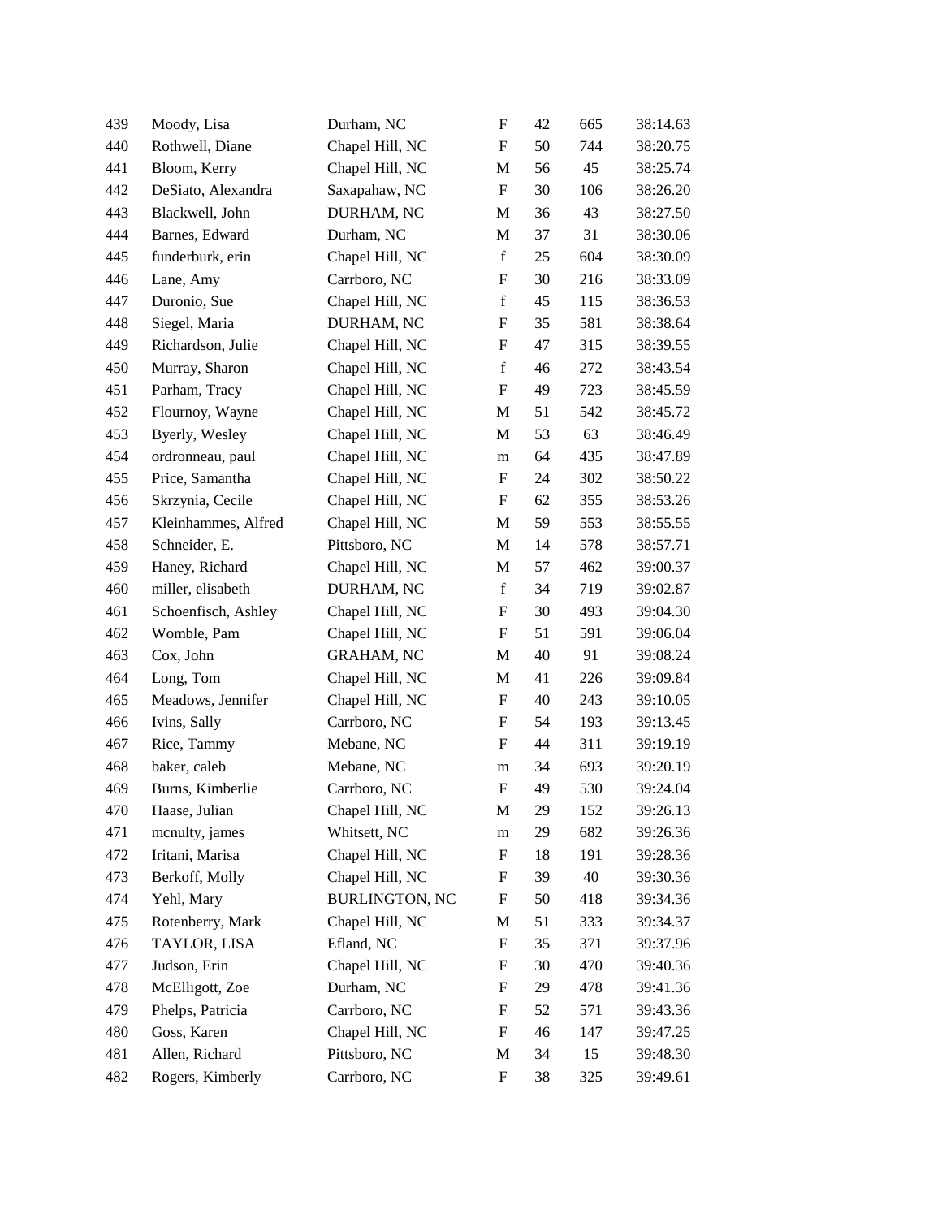| | | | | | | |
|---|---|---|---|---|---|---|
| 439 | Moody, Lisa | Durham, NC | F | 42 | 665 | 38:14.63 |
| 440 | Rothwell, Diane | Chapel Hill, NC | F | 50 | 744 | 38:20.75 |
| 441 | Bloom, Kerry | Chapel Hill, NC | M | 56 | 45 | 38:25.74 |
| 442 | DeSiato, Alexandra | Saxapahaw, NC | F | 30 | 106 | 38:26.20 |
| 443 | Blackwell, John | DURHAM, NC | M | 36 | 43 | 38:27.50 |
| 444 | Barnes, Edward | Durham, NC | M | 37 | 31 | 38:30.06 |
| 445 | funderburk, erin | Chapel Hill, NC | f | 25 | 604 | 38:30.09 |
| 446 | Lane, Amy | Carrboro, NC | F | 30 | 216 | 38:33.09 |
| 447 | Duronio, Sue | Chapel Hill, NC | f | 45 | 115 | 38:36.53 |
| 448 | Siegel, Maria | DURHAM, NC | F | 35 | 581 | 38:38.64 |
| 449 | Richardson, Julie | Chapel Hill, NC | F | 47 | 315 | 38:39.55 |
| 450 | Murray, Sharon | Chapel Hill, NC | f | 46 | 272 | 38:43.54 |
| 451 | Parham, Tracy | Chapel Hill, NC | F | 49 | 723 | 38:45.59 |
| 452 | Flournoy, Wayne | Chapel Hill, NC | M | 51 | 542 | 38:45.72 |
| 453 | Byerly, Wesley | Chapel Hill, NC | M | 53 | 63 | 38:46.49 |
| 454 | ordronneau, paul | Chapel Hill, NC | m | 64 | 435 | 38:47.89 |
| 455 | Price, Samantha | Chapel Hill, NC | F | 24 | 302 | 38:50.22 |
| 456 | Skrzynia, Cecile | Chapel Hill, NC | F | 62 | 355 | 38:53.26 |
| 457 | Kleinhammes, Alfred | Chapel Hill, NC | M | 59 | 553 | 38:55.55 |
| 458 | Schneider, E. | Pittsboro, NC | M | 14 | 578 | 38:57.71 |
| 459 | Haney, Richard | Chapel Hill, NC | M | 57 | 462 | 39:00.37 |
| 460 | miller, elisabeth | DURHAM, NC | f | 34 | 719 | 39:02.87 |
| 461 | Schoenfisch, Ashley | Chapel Hill, NC | F | 30 | 493 | 39:04.30 |
| 462 | Womble, Pam | Chapel Hill, NC | F | 51 | 591 | 39:06.04 |
| 463 | Cox, John | GRAHAM, NC | M | 40 | 91 | 39:08.24 |
| 464 | Long, Tom | Chapel Hill, NC | M | 41 | 226 | 39:09.84 |
| 465 | Meadows, Jennifer | Chapel Hill, NC | F | 40 | 243 | 39:10.05 |
| 466 | Ivins, Sally | Carrboro, NC | F | 54 | 193 | 39:13.45 |
| 467 | Rice, Tammy | Mebane, NC | F | 44 | 311 | 39:19.19 |
| 468 | baker, caleb | Mebane, NC | m | 34 | 693 | 39:20.19 |
| 469 | Burns, Kimberlie | Carrboro, NC | F | 49 | 530 | 39:24.04 |
| 470 | Haase, Julian | Chapel Hill, NC | M | 29 | 152 | 39:26.13 |
| 471 | mcnulty, james | Whitsett, NC | m | 29 | 682 | 39:26.36 |
| 472 | Iritani, Marisa | Chapel Hill, NC | F | 18 | 191 | 39:28.36 |
| 473 | Berkoff, Molly | Chapel Hill, NC | F | 39 | 40 | 39:30.36 |
| 474 | Yehl, Mary | BURLINGTON, NC | F | 50 | 418 | 39:34.36 |
| 475 | Rotenberry, Mark | Chapel Hill, NC | M | 51 | 333 | 39:34.37 |
| 476 | TAYLOR, LISA | Efland, NC | F | 35 | 371 | 39:37.96 |
| 477 | Judson, Erin | Chapel Hill, NC | F | 30 | 470 | 39:40.36 |
| 478 | McElligott, Zoe | Durham, NC | F | 29 | 478 | 39:41.36 |
| 479 | Phelps, Patricia | Carrboro, NC | F | 52 | 571 | 39:43.36 |
| 480 | Goss, Karen | Chapel Hill, NC | F | 46 | 147 | 39:47.25 |
| 481 | Allen, Richard | Pittsboro, NC | M | 34 | 15 | 39:48.30 |
| 482 | Rogers, Kimberly | Carrboro, NC | F | 38 | 325 | 39:49.61 |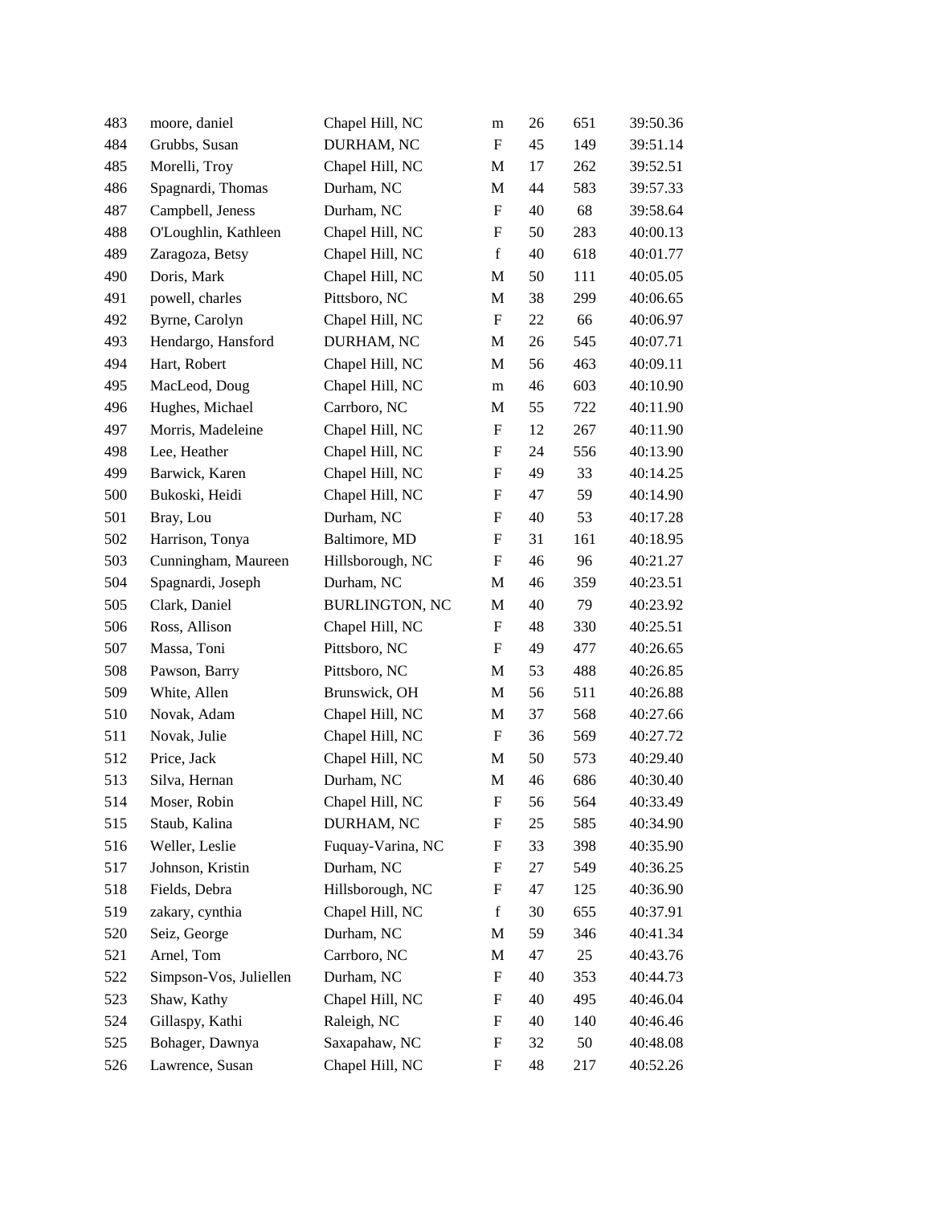| | | | | | | |
|---|---|---|---|---|---|---|
| 483 | moore, daniel | Chapel Hill, NC | m | 26 | 651 | 39:50.36 |
| 484 | Grubbs, Susan | DURHAM, NC | F | 45 | 149 | 39:51.14 |
| 485 | Morelli, Troy | Chapel Hill, NC | M | 17 | 262 | 39:52.51 |
| 486 | Spagnardi, Thomas | Durham, NC | M | 44 | 583 | 39:57.33 |
| 487 | Campbell, Jeness | Durham, NC | F | 40 | 68 | 39:58.64 |
| 488 | O'Loughlin, Kathleen | Chapel Hill, NC | F | 50 | 283 | 40:00.13 |
| 489 | Zaragoza, Betsy | Chapel Hill, NC | f | 40 | 618 | 40:01.77 |
| 490 | Doris, Mark | Chapel Hill, NC | M | 50 | 111 | 40:05.05 |
| 491 | powell, charles | Pittsboro, NC | M | 38 | 299 | 40:06.65 |
| 492 | Byrne, Carolyn | Chapel Hill, NC | F | 22 | 66 | 40:06.97 |
| 493 | Hendargo, Hansford | DURHAM, NC | M | 26 | 545 | 40:07.71 |
| 494 | Hart, Robert | Chapel Hill, NC | M | 56 | 463 | 40:09.11 |
| 495 | MacLeod, Doug | Chapel Hill, NC | m | 46 | 603 | 40:10.90 |
| 496 | Hughes, Michael | Carrboro, NC | M | 55 | 722 | 40:11.90 |
| 497 | Morris, Madeleine | Chapel Hill, NC | F | 12 | 267 | 40:11.90 |
| 498 | Lee, Heather | Chapel Hill, NC | F | 24 | 556 | 40:13.90 |
| 499 | Barwick, Karen | Chapel Hill, NC | F | 49 | 33 | 40:14.25 |
| 500 | Bukoski, Heidi | Chapel Hill, NC | F | 47 | 59 | 40:14.90 |
| 501 | Bray, Lou | Durham, NC | F | 40 | 53 | 40:17.28 |
| 502 | Harrison, Tonya | Baltimore, MD | F | 31 | 161 | 40:18.95 |
| 503 | Cunningham, Maureen | Hillsborough, NC | F | 46 | 96 | 40:21.27 |
| 504 | Spagnardi, Joseph | Durham, NC | M | 46 | 359 | 40:23.51 |
| 505 | Clark, Daniel | BURLINGTON, NC | M | 40 | 79 | 40:23.92 |
| 506 | Ross, Allison | Chapel Hill, NC | F | 48 | 330 | 40:25.51 |
| 507 | Massa, Toni | Pittsboro, NC | F | 49 | 477 | 40:26.65 |
| 508 | Pawson, Barry | Pittsboro, NC | M | 53 | 488 | 40:26.85 |
| 509 | White, Allen | Brunswick, OH | M | 56 | 511 | 40:26.88 |
| 510 | Novak, Adam | Chapel Hill, NC | M | 37 | 568 | 40:27.66 |
| 511 | Novak, Julie | Chapel Hill, NC | F | 36 | 569 | 40:27.72 |
| 512 | Price, Jack | Chapel Hill, NC | M | 50 | 573 | 40:29.40 |
| 513 | Silva, Hernan | Durham, NC | M | 46 | 686 | 40:30.40 |
| 514 | Moser, Robin | Chapel Hill, NC | F | 56 | 564 | 40:33.49 |
| 515 | Staub, Kalina | DURHAM, NC | F | 25 | 585 | 40:34.90 |
| 516 | Weller, Leslie | Fuquay-Varina, NC | F | 33 | 398 | 40:35.90 |
| 517 | Johnson, Kristin | Durham, NC | F | 27 | 549 | 40:36.25 |
| 518 | Fields, Debra | Hillsborough, NC | F | 47 | 125 | 40:36.90 |
| 519 | zakary, cynthia | Chapel Hill, NC | f | 30 | 655 | 40:37.91 |
| 520 | Seiz, George | Durham, NC | M | 59 | 346 | 40:41.34 |
| 521 | Arnel, Tom | Carrboro, NC | M | 47 | 25 | 40:43.76 |
| 522 | Simpson-Vos, Juliellen | Durham, NC | F | 40 | 353 | 40:44.73 |
| 523 | Shaw, Kathy | Chapel Hill, NC | F | 40 | 495 | 40:46.04 |
| 524 | Gillaspy, Kathi | Raleigh, NC | F | 40 | 140 | 40:46.46 |
| 525 | Bohager, Dawnya | Saxapahaw, NC | F | 32 | 50 | 40:48.08 |
| 526 | Lawrence, Susan | Chapel Hill, NC | F | 48 | 217 | 40:52.26 |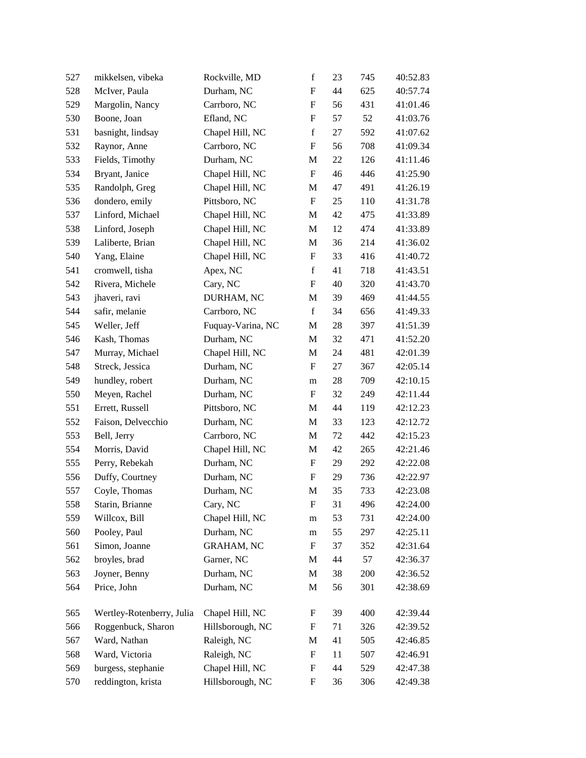| | | | | | | |
|---|---|---|---|---|---|---|
| 527 | mikkelsen, vibeka | Rockville, MD | f | 23 | 745 | 40:52.83 |
| 528 | McIver, Paula | Durham, NC | F | 44 | 625 | 40:57.74 |
| 529 | Margolin, Nancy | Carrboro, NC | F | 56 | 431 | 41:01.46 |
| 530 | Boone, Joan | Efland, NC | F | 57 | 52 | 41:03.76 |
| 531 | basnight, lindsay | Chapel Hill, NC | f | 27 | 592 | 41:07.62 |
| 532 | Raynor, Anne | Carrboro, NC | F | 56 | 708 | 41:09.34 |
| 533 | Fields, Timothy | Durham, NC | M | 22 | 126 | 41:11.46 |
| 534 | Bryant, Janice | Chapel Hill, NC | F | 46 | 446 | 41:25.90 |
| 535 | Randolph, Greg | Chapel Hill, NC | M | 47 | 491 | 41:26.19 |
| 536 | dondero, emily | Pittsboro, NC | F | 25 | 110 | 41:31.78 |
| 537 | Linford, Michael | Chapel Hill, NC | M | 42 | 475 | 41:33.89 |
| 538 | Linford, Joseph | Chapel Hill, NC | M | 12 | 474 | 41:33.89 |
| 539 | Laliberte, Brian | Chapel Hill, NC | M | 36 | 214 | 41:36.02 |
| 540 | Yang, Elaine | Chapel Hill, NC | F | 33 | 416 | 41:40.72 |
| 541 | cromwell, tisha | Apex, NC | f | 41 | 718 | 41:43.51 |
| 542 | Rivera, Michele | Cary, NC | F | 40 | 320 | 41:43.70 |
| 543 | jhaveri, ravi | DURHAM, NC | M | 39 | 469 | 41:44.55 |
| 544 | safir, melanie | Carrboro, NC | f | 34 | 656 | 41:49.33 |
| 545 | Weller, Jeff | Fuquay-Varina, NC | M | 28 | 397 | 41:51.39 |
| 546 | Kash, Thomas | Durham, NC | M | 32 | 471 | 41:52.20 |
| 547 | Murray, Michael | Chapel Hill, NC | M | 24 | 481 | 42:01.39 |
| 548 | Streck, Jessica | Durham, NC | F | 27 | 367 | 42:05.14 |
| 549 | hundley, robert | Durham, NC | m | 28 | 709 | 42:10.15 |
| 550 | Meyen, Rachel | Durham, NC | F | 32 | 249 | 42:11.44 |
| 551 | Errett, Russell | Pittsboro, NC | M | 44 | 119 | 42:12.23 |
| 552 | Faison, Delvecchio | Durham, NC | M | 33 | 123 | 42:12.72 |
| 553 | Bell, Jerry | Carrboro, NC | M | 72 | 442 | 42:15.23 |
| 554 | Morris, David | Chapel Hill, NC | M | 42 | 265 | 42:21.46 |
| 555 | Perry, Rebekah | Durham, NC | F | 29 | 292 | 42:22.08 |
| 556 | Duffy, Courtney | Durham, NC | F | 29 | 736 | 42:22.97 |
| 557 | Coyle, Thomas | Durham, NC | M | 35 | 733 | 42:23.08 |
| 558 | Starin, Brianne | Cary, NC | F | 31 | 496 | 42:24.00 |
| 559 | Willcox, Bill | Chapel Hill, NC | m | 53 | 731 | 42:24.00 |
| 560 | Pooley, Paul | Durham, NC | m | 55 | 297 | 42:25.11 |
| 561 | Simon, Joanne | GRAHAM, NC | F | 37 | 352 | 42:31.64 |
| 562 | broyles, brad | Garner, NC | M | 44 | 57 | 42:36.37 |
| 563 | Joyner, Benny | Durham, NC | M | 38 | 200 | 42:36.52 |
| 564 | Price, John | Durham, NC | M | 56 | 301 | 42:38.69 |
| 565 | Wertley-Rotenberry, Julia | Chapel Hill, NC | F | 39 | 400 | 42:39.44 |
| 566 | Roggenbuck, Sharon | Hillsborough, NC | F | 71 | 326 | 42:39.52 |
| 567 | Ward, Nathan | Raleigh, NC | M | 41 | 505 | 42:46.85 |
| 568 | Ward, Victoria | Raleigh, NC | F | 11 | 507 | 42:46.91 |
| 569 | burgess, stephanie | Chapel Hill, NC | F | 44 | 529 | 42:47.38 |
| 570 | reddington, krista | Hillsborough, NC | F | 36 | 306 | 42:49.38 |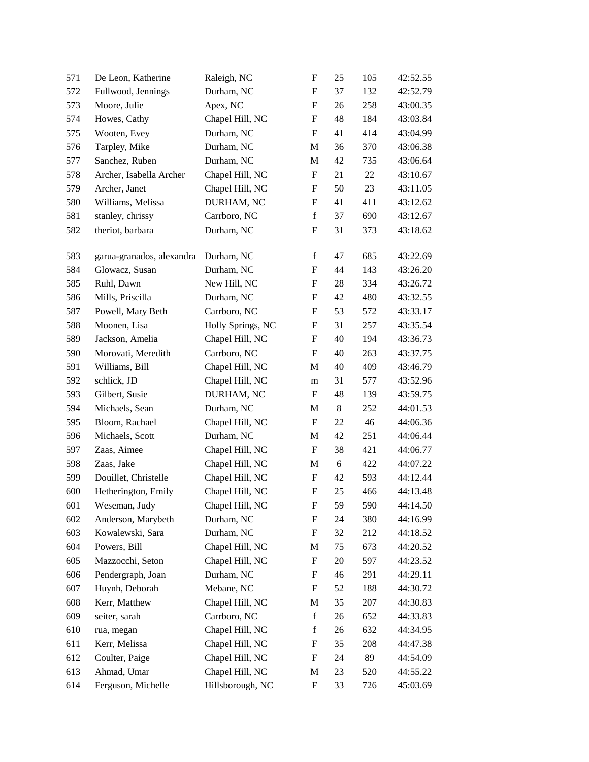| | | | | | | |
|---|---|---|---|---|---|---|
| 571 | De Leon, Katherine | Raleigh, NC | F | 25 | 105 | 42:52.55 |
| 572 | Fullwood, Jennings | Durham, NC | F | 37 | 132 | 42:52.79 |
| 573 | Moore, Julie | Apex, NC | F | 26 | 258 | 43:00.35 |
| 574 | Howes, Cathy | Chapel Hill, NC | F | 48 | 184 | 43:03.84 |
| 575 | Wooten, Evey | Durham, NC | F | 41 | 414 | 43:04.99 |
| 576 | Tarpley, Mike | Durham, NC | M | 36 | 370 | 43:06.38 |
| 577 | Sanchez, Ruben | Durham, NC | M | 42 | 735 | 43:06.64 |
| 578 | Archer, Isabella Archer | Chapel Hill, NC | F | 21 | 22 | 43:10.67 |
| 579 | Archer, Janet | Chapel Hill, NC | F | 50 | 23 | 43:11.05 |
| 580 | Williams, Melissa | DURHAM, NC | F | 41 | 411 | 43:12.62 |
| 581 | stanley, chrissy | Carrboro, NC | f | 37 | 690 | 43:12.67 |
| 582 | theriot, barbara | Durham, NC | F | 31 | 373 | 43:18.62 |
| 583 | garua-granados, alexandra | Durham, NC | f | 47 | 685 | 43:22.69 |
| 584 | Glowacz, Susan | Durham, NC | F | 44 | 143 | 43:26.20 |
| 585 | Ruhl, Dawn | New Hill, NC | F | 28 | 334 | 43:26.72 |
| 586 | Mills, Priscilla | Durham, NC | F | 42 | 480 | 43:32.55 |
| 587 | Powell, Mary Beth | Carrboro, NC | F | 53 | 572 | 43:33.17 |
| 588 | Moonen, Lisa | Holly Springs, NC | F | 31 | 257 | 43:35.54 |
| 589 | Jackson, Amelia | Chapel Hill, NC | F | 40 | 194 | 43:36.73 |
| 590 | Morovati, Meredith | Carrboro, NC | F | 40 | 263 | 43:37.75 |
| 591 | Williams, Bill | Chapel Hill, NC | M | 40 | 409 | 43:46.79 |
| 592 | schlick, JD | Chapel Hill, NC | m | 31 | 577 | 43:52.96 |
| 593 | Gilbert, Susie | DURHAM, NC | F | 48 | 139 | 43:59.75 |
| 594 | Michaels, Sean | Durham, NC | M | 8 | 252 | 44:01.53 |
| 595 | Bloom, Rachael | Chapel Hill, NC | F | 22 | 46 | 44:06.36 |
| 596 | Michaels, Scott | Durham, NC | M | 42 | 251 | 44:06.44 |
| 597 | Zaas, Aimee | Chapel Hill, NC | F | 38 | 421 | 44:06.77 |
| 598 | Zaas, Jake | Chapel Hill, NC | M | 6 | 422 | 44:07.22 |
| 599 | Douillet, Christelle | Chapel Hill, NC | F | 42 | 593 | 44:12.44 |
| 600 | Hetherington, Emily | Chapel Hill, NC | F | 25 | 466 | 44:13.48 |
| 601 | Weseman, Judy | Chapel Hill, NC | F | 59 | 590 | 44:14.50 |
| 602 | Anderson, Marybeth | Durham, NC | F | 24 | 380 | 44:16.99 |
| 603 | Kowalewski, Sara | Durham, NC | F | 32 | 212 | 44:18.52 |
| 604 | Powers, Bill | Chapel Hill, NC | M | 75 | 673 | 44:20.52 |
| 605 | Mazzocchi, Seton | Chapel Hill, NC | F | 20 | 597 | 44:23.52 |
| 606 | Pendergraph, Joan | Durham, NC | F | 46 | 291 | 44:29.11 |
| 607 | Huynh, Deborah | Mebane, NC | F | 52 | 188 | 44:30.72 |
| 608 | Kerr, Matthew | Chapel Hill, NC | M | 35 | 207 | 44:30.83 |
| 609 | seiter, sarah | Carrboro, NC | f | 26 | 652 | 44:33.83 |
| 610 | rua, megan | Chapel Hill, NC | f | 26 | 632 | 44:34.95 |
| 611 | Kerr, Melissa | Chapel Hill, NC | F | 35 | 208 | 44:47.38 |
| 612 | Coulter, Paige | Chapel Hill, NC | F | 24 | 89 | 44:54.09 |
| 613 | Ahmad, Umar | Chapel Hill, NC | M | 23 | 520 | 44:55.22 |
| 614 | Ferguson, Michelle | Hillsborough, NC | F | 33 | 726 | 45:03.69 |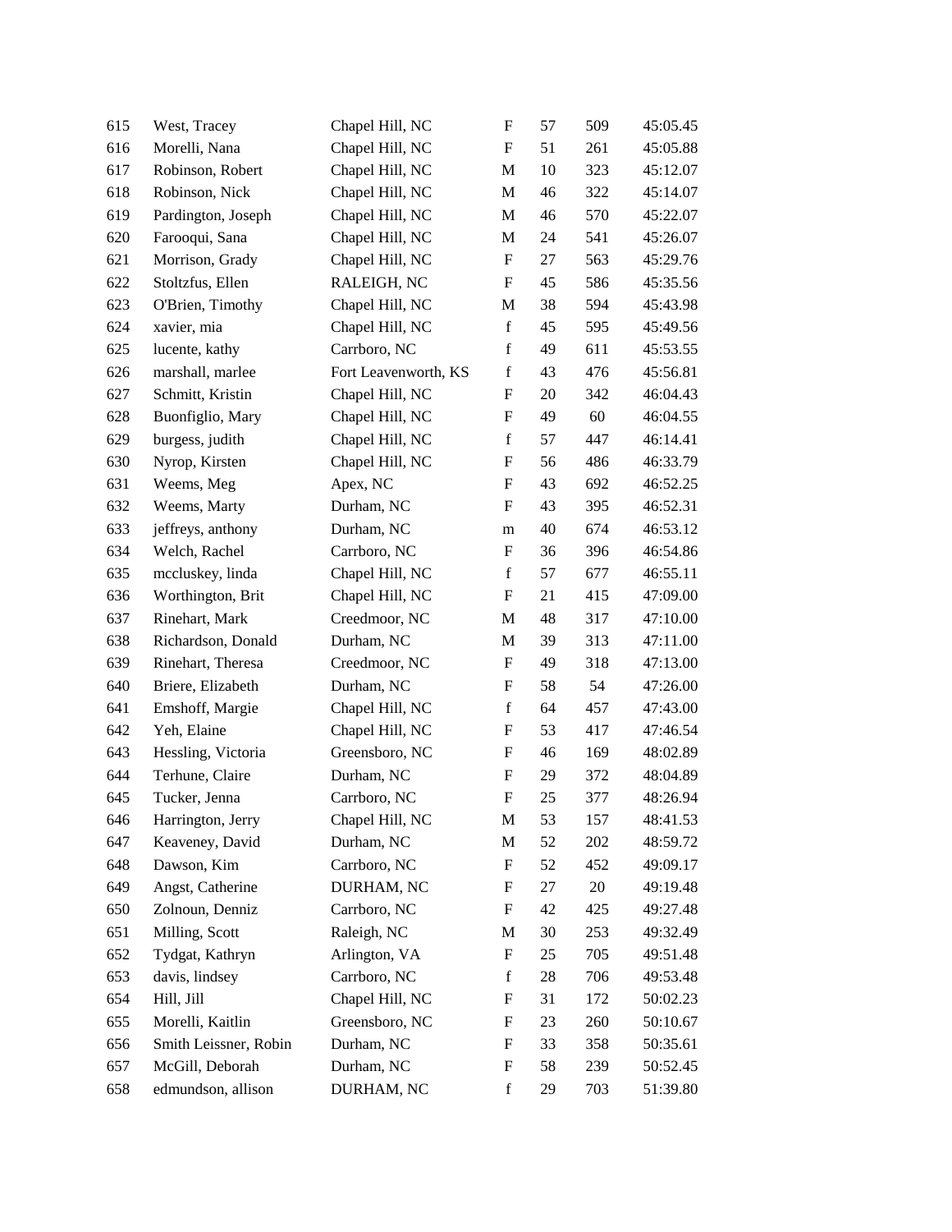| | | | | | | |
|---|---|---|---|---|---|---|
| 615 | West, Tracey | Chapel Hill, NC | F | 57 | 509 | 45:05.45 |
| 616 | Morelli, Nana | Chapel Hill, NC | F | 51 | 261 | 45:05.88 |
| 617 | Robinson, Robert | Chapel Hill, NC | M | 10 | 323 | 45:12.07 |
| 618 | Robinson, Nick | Chapel Hill, NC | M | 46 | 322 | 45:14.07 |
| 619 | Pardington, Joseph | Chapel Hill, NC | M | 46 | 570 | 45:22.07 |
| 620 | Farooqui, Sana | Chapel Hill, NC | M | 24 | 541 | 45:26.07 |
| 621 | Morrison, Grady | Chapel Hill, NC | F | 27 | 563 | 45:29.76 |
| 622 | Stoltzfus, Ellen | RALEIGH, NC | F | 45 | 586 | 45:35.56 |
| 623 | O'Brien, Timothy | Chapel Hill, NC | M | 38 | 594 | 45:43.98 |
| 624 | xavier, mia | Chapel Hill, NC | f | 45 | 595 | 45:49.56 |
| 625 | lucente, kathy | Carrboro, NC | f | 49 | 611 | 45:53.55 |
| 626 | marshall, marlee | Fort Leavenworth, KS | f | 43 | 476 | 45:56.81 |
| 627 | Schmitt, Kristin | Chapel Hill, NC | F | 20 | 342 | 46:04.43 |
| 628 | Buonfiglio, Mary | Chapel Hill, NC | F | 49 | 60 | 46:04.55 |
| 629 | burgess, judith | Chapel Hill, NC | f | 57 | 447 | 46:14.41 |
| 630 | Nyrop, Kirsten | Chapel Hill, NC | F | 56 | 486 | 46:33.79 |
| 631 | Weems, Meg | Apex, NC | F | 43 | 692 | 46:52.25 |
| 632 | Weems, Marty | Durham, NC | F | 43 | 395 | 46:52.31 |
| 633 | jeffreys, anthony | Durham, NC | m | 40 | 674 | 46:53.12 |
| 634 | Welch, Rachel | Carrboro, NC | F | 36 | 396 | 46:54.86 |
| 635 | mccluskey, linda | Chapel Hill, NC | f | 57 | 677 | 46:55.11 |
| 636 | Worthington, Brit | Chapel Hill, NC | F | 21 | 415 | 47:09.00 |
| 637 | Rinehart, Mark | Creedmoor, NC | M | 48 | 317 | 47:10.00 |
| 638 | Richardson, Donald | Durham, NC | M | 39 | 313 | 47:11.00 |
| 639 | Rinehart, Theresa | Creedmoor, NC | F | 49 | 318 | 47:13.00 |
| 640 | Briere, Elizabeth | Durham, NC | F | 58 | 54 | 47:26.00 |
| 641 | Emshoff, Margie | Chapel Hill, NC | f | 64 | 457 | 47:43.00 |
| 642 | Yeh, Elaine | Chapel Hill, NC | F | 53 | 417 | 47:46.54 |
| 643 | Hessling, Victoria | Greensboro, NC | F | 46 | 169 | 48:02.89 |
| 644 | Terhune, Claire | Durham, NC | F | 29 | 372 | 48:04.89 |
| 645 | Tucker, Jenna | Carrboro, NC | F | 25 | 377 | 48:26.94 |
| 646 | Harrington, Jerry | Chapel Hill, NC | M | 53 | 157 | 48:41.53 |
| 647 | Keaveney, David | Durham, NC | M | 52 | 202 | 48:59.72 |
| 648 | Dawson, Kim | Carrboro, NC | F | 52 | 452 | 49:09.17 |
| 649 | Angst, Catherine | DURHAM, NC | F | 27 | 20 | 49:19.48 |
| 650 | Zolnoun, Denniz | Carrboro, NC | F | 42 | 425 | 49:27.48 |
| 651 | Milling, Scott | Raleigh, NC | M | 30 | 253 | 49:32.49 |
| 652 | Tydgat, Kathryn | Arlington, VA | F | 25 | 705 | 49:51.48 |
| 653 | davis, lindsey | Carrboro, NC | f | 28 | 706 | 49:53.48 |
| 654 | Hill, Jill | Chapel Hill, NC | F | 31 | 172 | 50:02.23 |
| 655 | Morelli, Kaitlin | Greensboro, NC | F | 23 | 260 | 50:10.67 |
| 656 | Smith Leissner, Robin | Durham, NC | F | 33 | 358 | 50:35.61 |
| 657 | McGill, Deborah | Durham, NC | F | 58 | 239 | 50:52.45 |
| 658 | edmundson, allison | DURHAM, NC | f | 29 | 703 | 51:39.80 |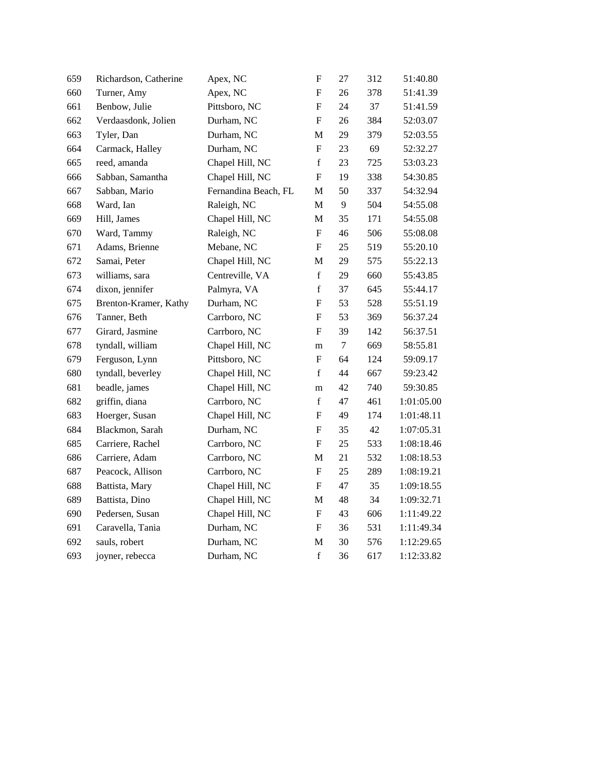| | | | | | | |
|---|---|---|---|---|---|---|
| 659 | Richardson, Catherine | Apex, NC | F | 27 | 312 | 51:40.80 |
| 660 | Turner, Amy | Apex, NC | F | 26 | 378 | 51:41.39 |
| 661 | Benbow, Julie | Pittsboro, NC | F | 24 | 37 | 51:41.59 |
| 662 | Verdaasdonk, Jolien | Durham, NC | F | 26 | 384 | 52:03.07 |
| 663 | Tyler, Dan | Durham, NC | M | 29 | 379 | 52:03.55 |
| 664 | Carmack, Halley | Durham, NC | F | 23 | 69 | 52:32.27 |
| 665 | reed, amanda | Chapel Hill, NC | f | 23 | 725 | 53:03.23 |
| 666 | Sabban, Samantha | Chapel Hill, NC | F | 19 | 338 | 54:30.85 |
| 667 | Sabban, Mario | Fernandina Beach, FL | M | 50 | 337 | 54:32.94 |
| 668 | Ward, Ian | Raleigh, NC | M | 9 | 504 | 54:55.08 |
| 669 | Hill, James | Chapel Hill, NC | M | 35 | 171 | 54:55.08 |
| 670 | Ward, Tammy | Raleigh, NC | F | 46 | 506 | 55:08.08 |
| 671 | Adams, Brienne | Mebane, NC | F | 25 | 519 | 55:20.10 |
| 672 | Samai, Peter | Chapel Hill, NC | M | 29 | 575 | 55:22.13 |
| 673 | williams, sara | Centreville, VA | f | 29 | 660 | 55:43.85 |
| 674 | dixon, jennifer | Palmyra, VA | f | 37 | 645 | 55:44.17 |
| 675 | Brenton-Kramer, Kathy | Durham, NC | F | 53 | 528 | 55:51.19 |
| 676 | Tanner, Beth | Carrboro, NC | F | 53 | 369 | 56:37.24 |
| 677 | Girard, Jasmine | Carrboro, NC | F | 39 | 142 | 56:37.51 |
| 678 | tyndall, william | Chapel Hill, NC | m | 7 | 669 | 58:55.81 |
| 679 | Ferguson, Lynn | Pittsboro, NC | F | 64 | 124 | 59:09.17 |
| 680 | tyndall, beverley | Chapel Hill, NC | f | 44 | 667 | 59:23.42 |
| 681 | beadle, james | Chapel Hill, NC | m | 42 | 740 | 59:30.85 |
| 682 | griffin, diana | Carrboro, NC | f | 47 | 461 | 1:01:05.00 |
| 683 | Hoerger, Susan | Chapel Hill, NC | F | 49 | 174 | 1:01:48.11 |
| 684 | Blackmon, Sarah | Durham, NC | F | 35 | 42 | 1:07:05.31 |
| 685 | Carriere, Rachel | Carrboro, NC | F | 25 | 533 | 1:08:18.46 |
| 686 | Carriere, Adam | Carrboro, NC | M | 21 | 532 | 1:08:18.53 |
| 687 | Peacock, Allison | Carrboro, NC | F | 25 | 289 | 1:08:19.21 |
| 688 | Battista, Mary | Chapel Hill, NC | F | 47 | 35 | 1:09:18.55 |
| 689 | Battista, Dino | Chapel Hill, NC | M | 48 | 34 | 1:09:32.71 |
| 690 | Pedersen, Susan | Chapel Hill, NC | F | 43 | 606 | 1:11:49.22 |
| 691 | Caravella, Tania | Durham, NC | F | 36 | 531 | 1:11:49.34 |
| 692 | sauls, robert | Durham, NC | M | 30 | 576 | 1:12:29.65 |
| 693 | joyner, rebecca | Durham, NC | f | 36 | 617 | 1:12:33.82 |